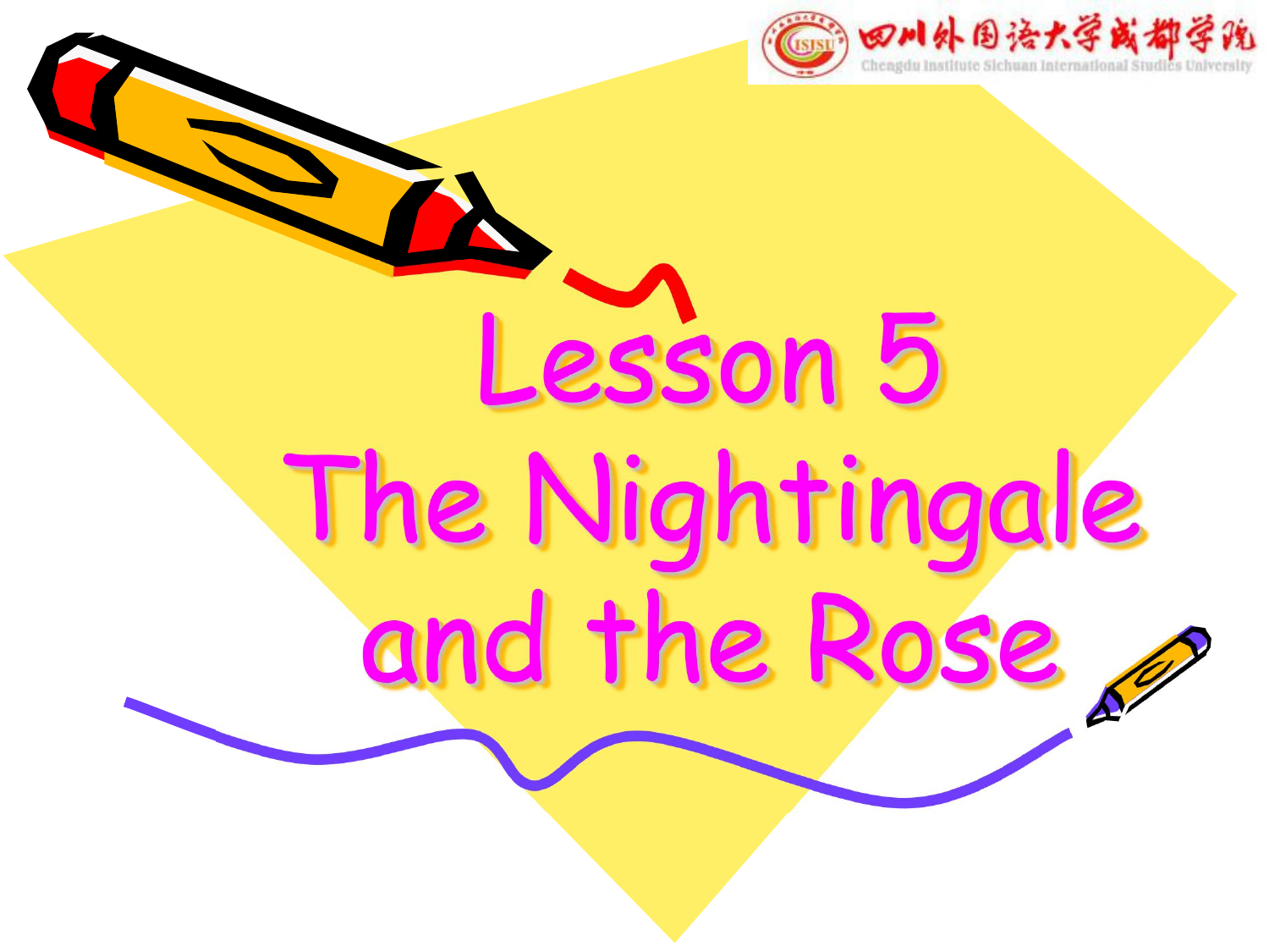四川外国语大学成都学院

Chengdu Institute Sichuan International Studies University

# Lesson 5
# The Nightingale and the Rose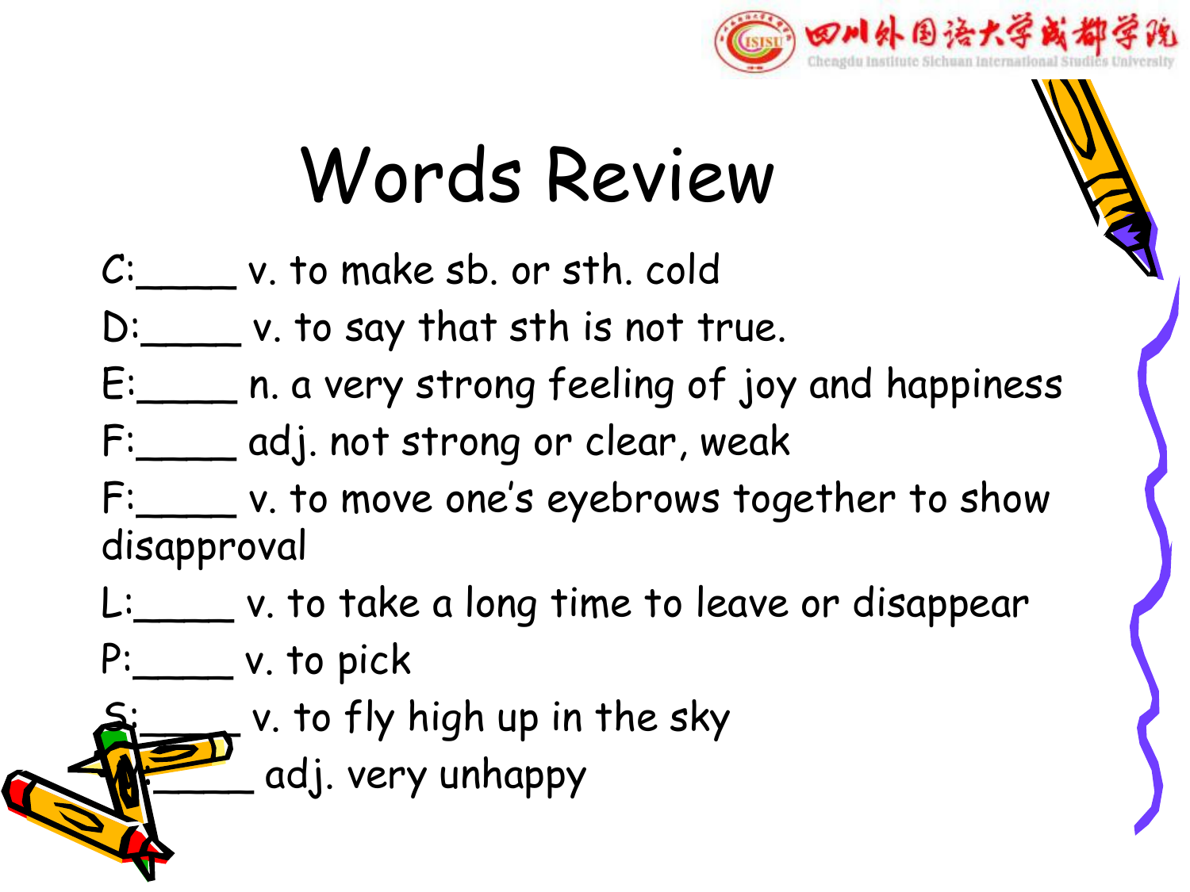# Words Review

C:____ v. to make sb. or sth. cold

D:____ v. to say that sth is not true.

E:____ n. a very strong feeling of joy and happiness

F:____ adj. not strong or clear, weak

F:____ v. to move one's eyebrows together to show disapproval

L:____ v. to take a long time to leave or disappear

P:____ v. to pick

S:____ v. to fly high up in the sky

M:____ adj. very unhappy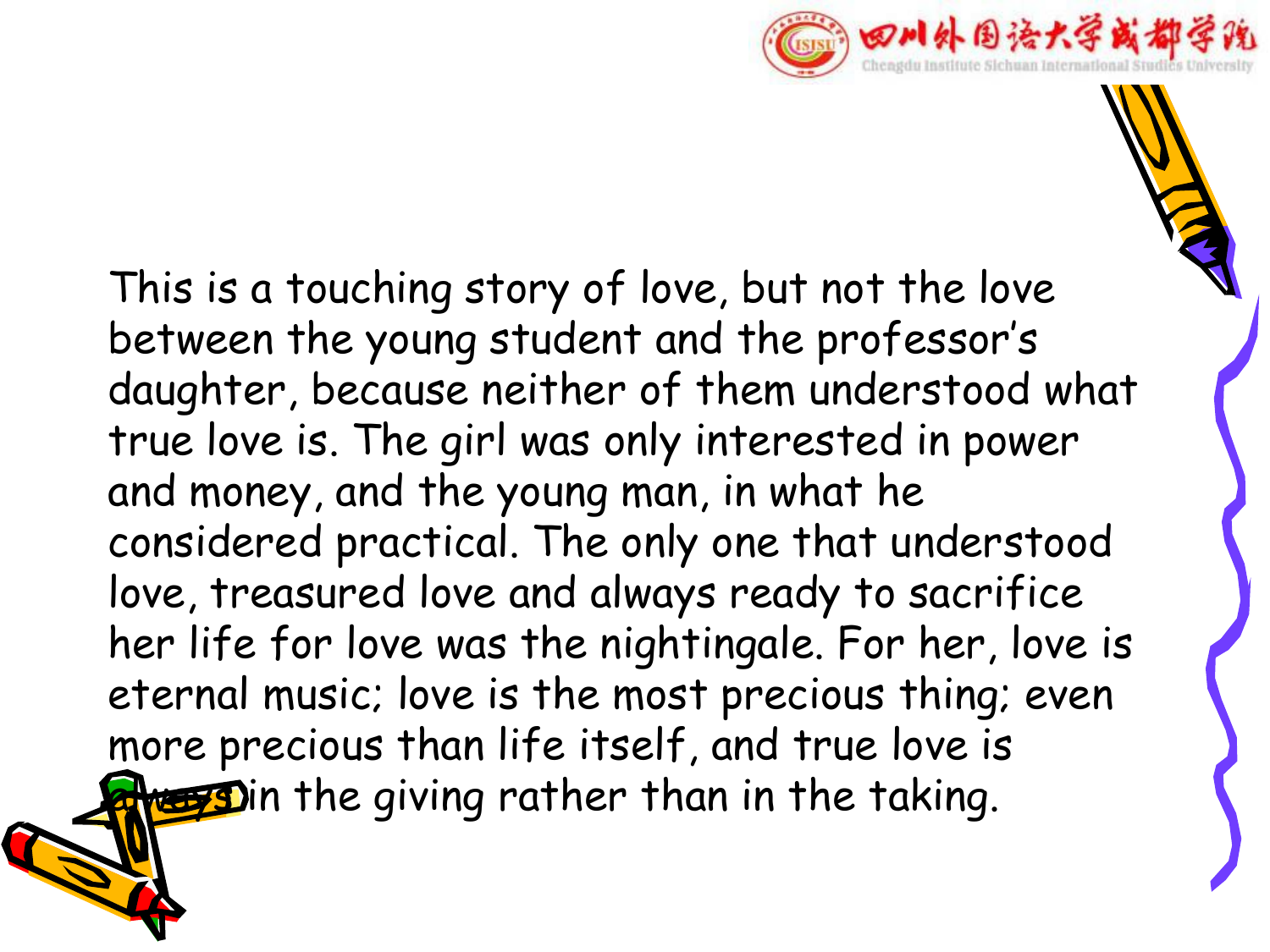This is a touching story of love, but not the love between the young student and the professor's daughter, because neither of them understood what true love is. The girl was only interested in power and money, and the young man, in what he considered practical. The only one that understood love, treasured love and always ready to sacrifice her life for love was the nightingale. For her, love is eternal music; love is the most precious thing; even more precious than life itself, and true love is always in the giving rather than in the taking.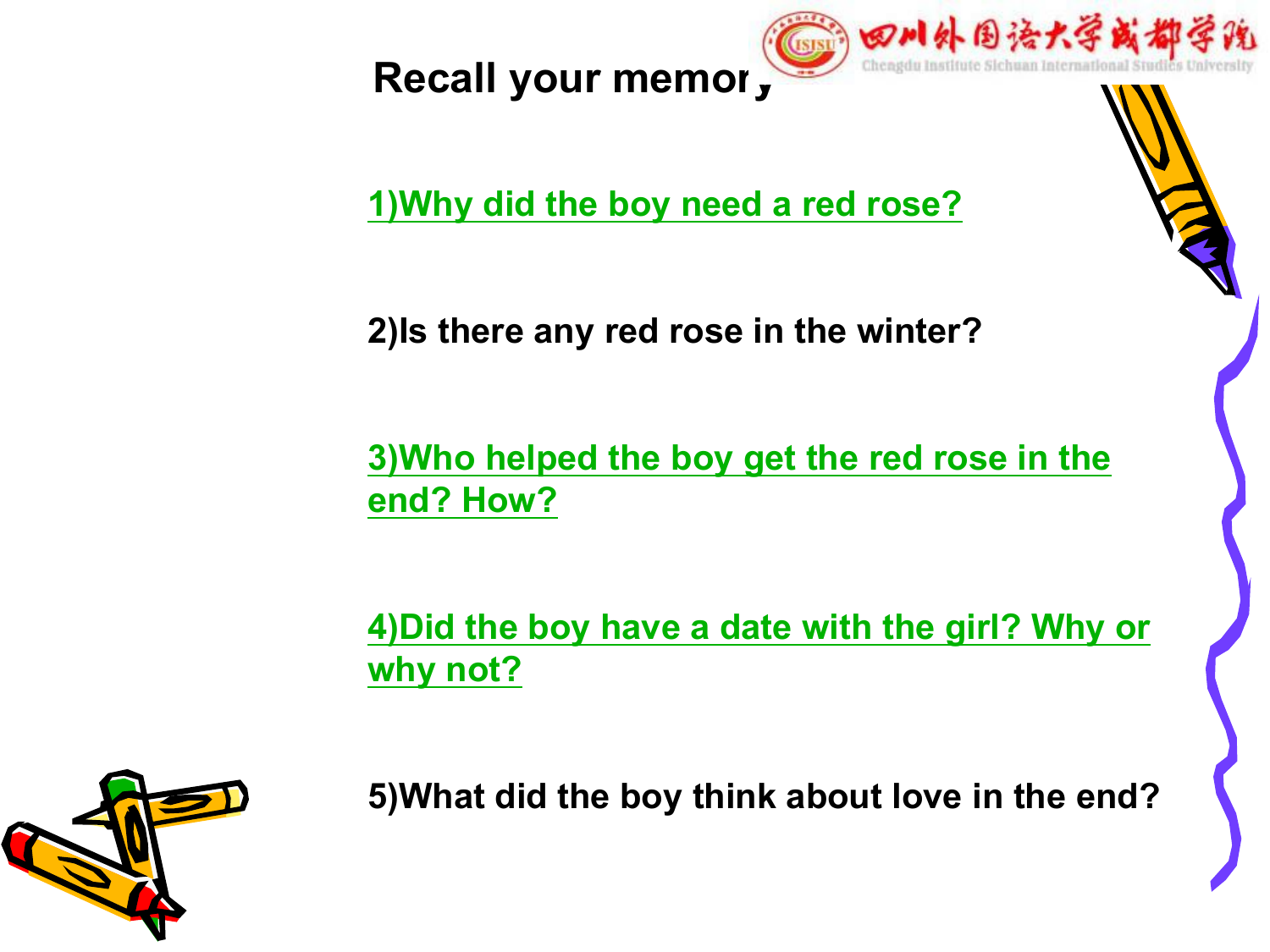## Recall your memory

1)Why did the boy need a red rose?

2)Is there any red rose in the winter?

3)Who helped the boy get the red rose in the end? How?

4)Did the boy have a date with the girl? Why or why not?

5)What did the boy think about love in the end?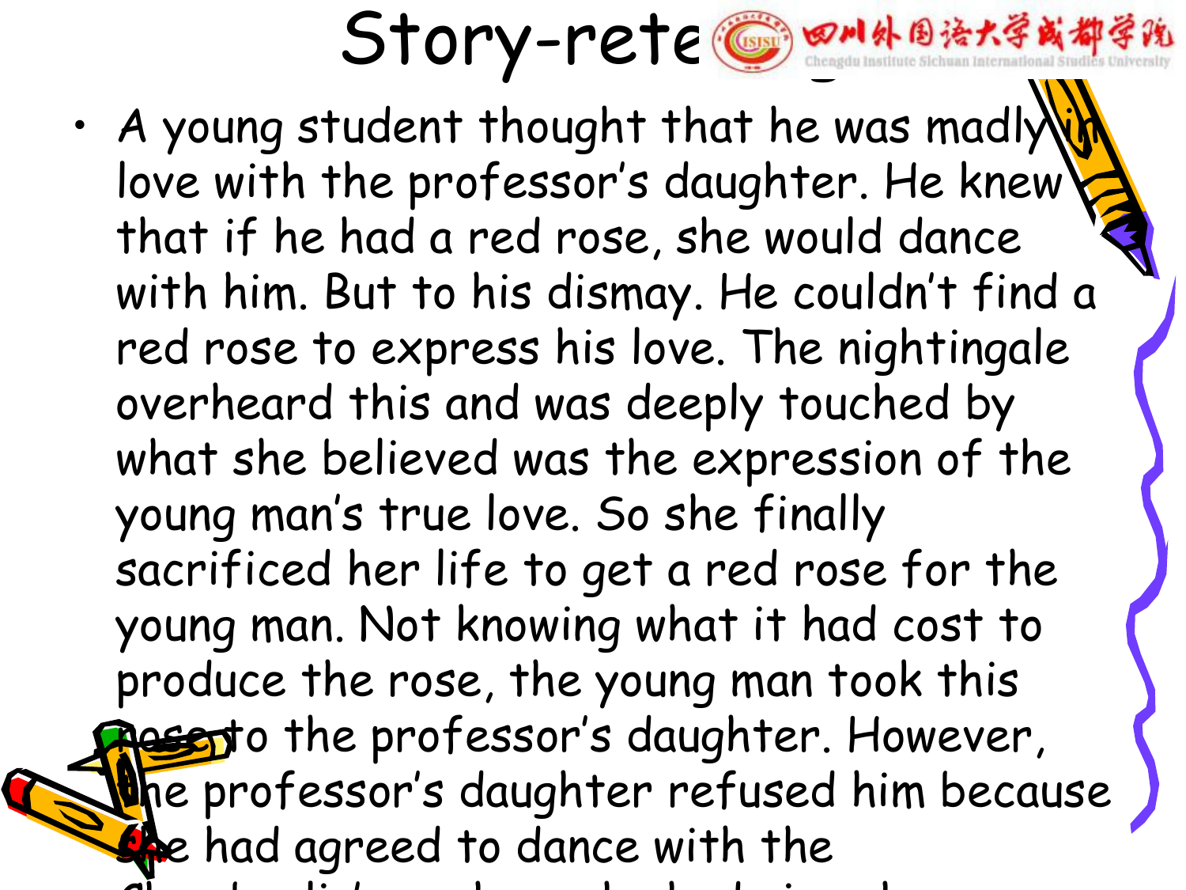# Story-retelling

- A young student thought that he was madly in love with the professor's daughter. He knew that if he had a red rose, she would dance with him. But to his dismay. He couldn't find a red rose to express his love. The nightingale overheard this and was deeply touched by what she believed was the expression of the young man's true love. So she finally sacrificed her life to get a red rose for the young man. Not knowing what it had cost to produce the rose, the young man took this rose to the professor's daughter. However, the professor's daughter refused him because she had agreed to dance with the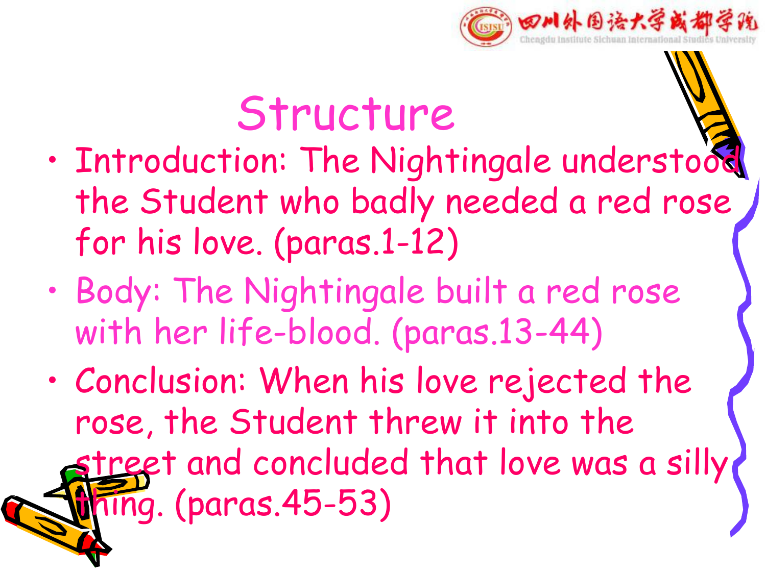# Structure

- Introduction: The Nightingale understood the Student who badly needed a red rose for his love. (paras.1-12)
- Body: The Nightingale built a red rose with her life-blood. (paras.13-44)
- Conclusion: When his love rejected the rose, the Student threw it into the street and concluded that love was a silly thing. (paras.45-53)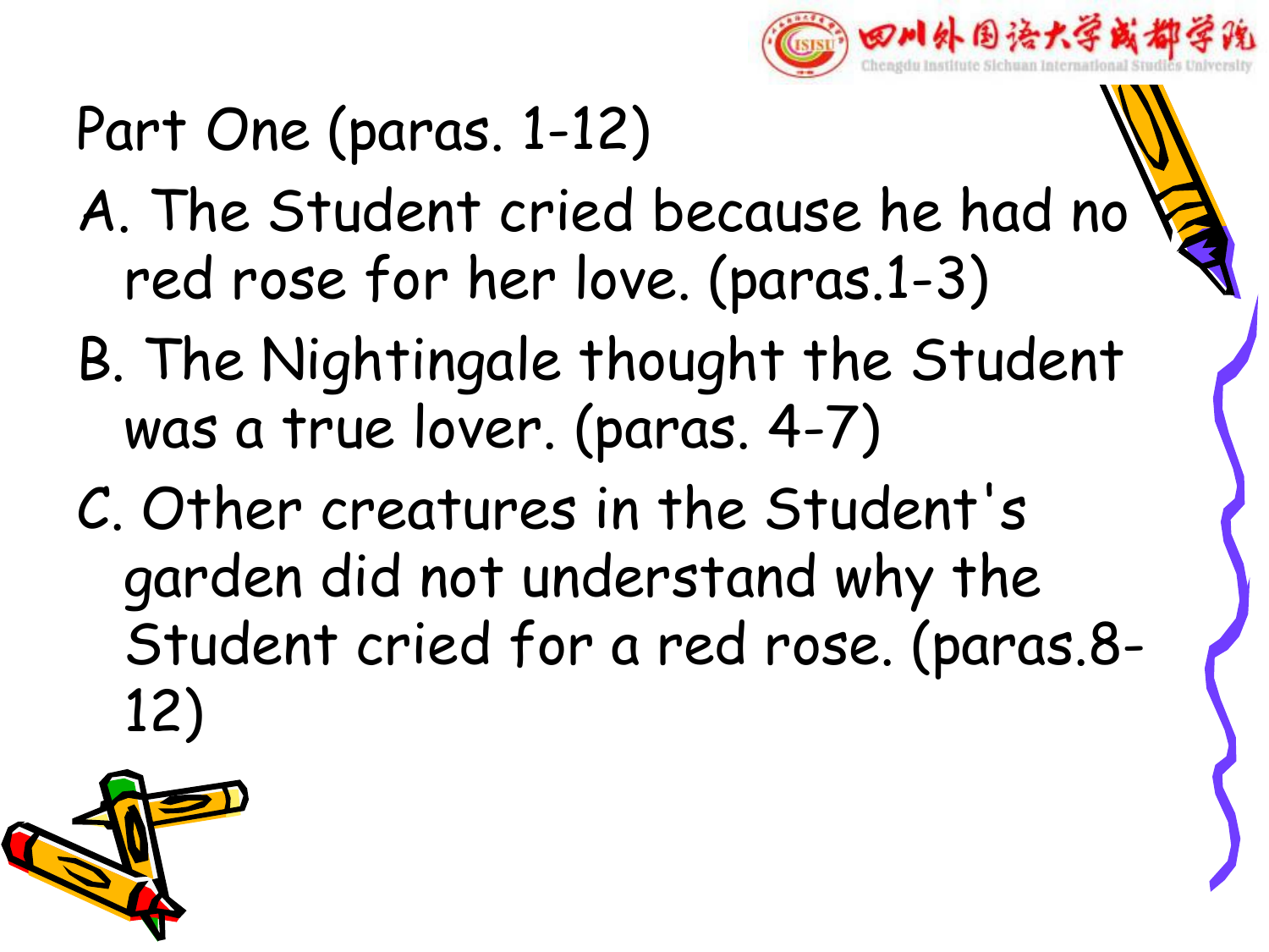## Part One (paras. 1-12)

A. The Student cried because he had no red rose for her love. (paras.1-3)

B. The Nightingale thought the Student was a true lover. (paras. 4-7)

C. Other creatures in the Student's garden did not understand why the Student cried for a red rose. (paras.8-12)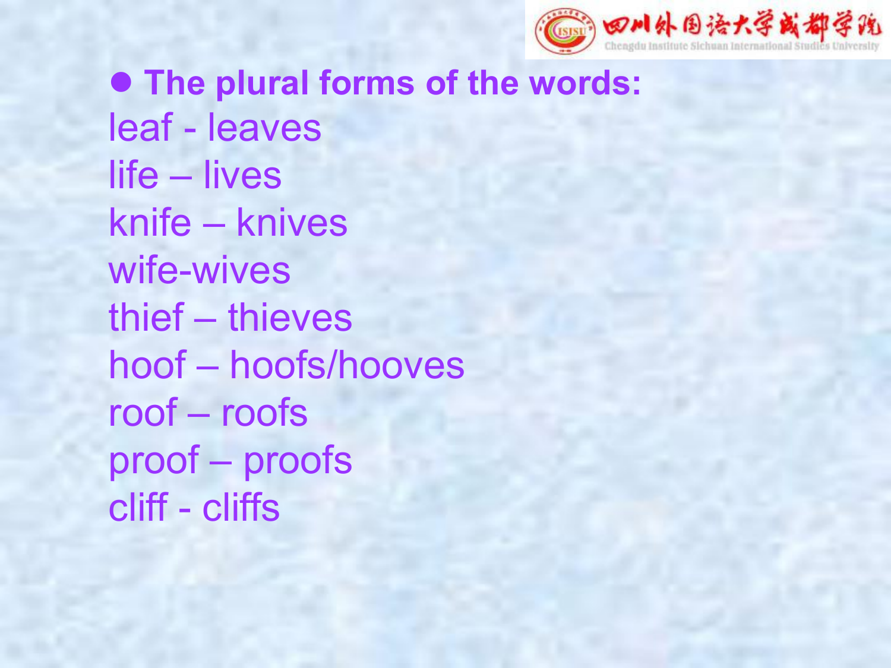- **The plural forms of the words:**

leaf - leaves
life – lives
knife – knives
wife-wives
thief – thieves
hoof – hoofs/hooves
roof – roofs
proof – proofs
cliff - cliffs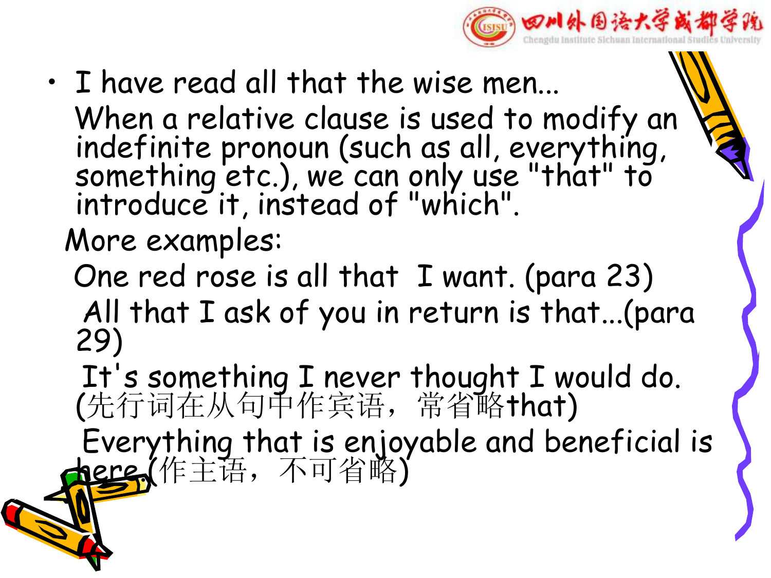- I have read all that the wise men...

  When a relative clause is used to modify an indefinite pronoun (such as all, everything, something etc.), we can only use "that" to introduce it, instead of "which".

  More examples:

  One red rose is all that I want. (para 23)

  All that I ask of you in return is that...(para 29)

  It's something I never thought I would do. (先行词在从句中作宾语，常省略that)

  Everything that is enjoyable and beneficial is here.(作主语，不可省略)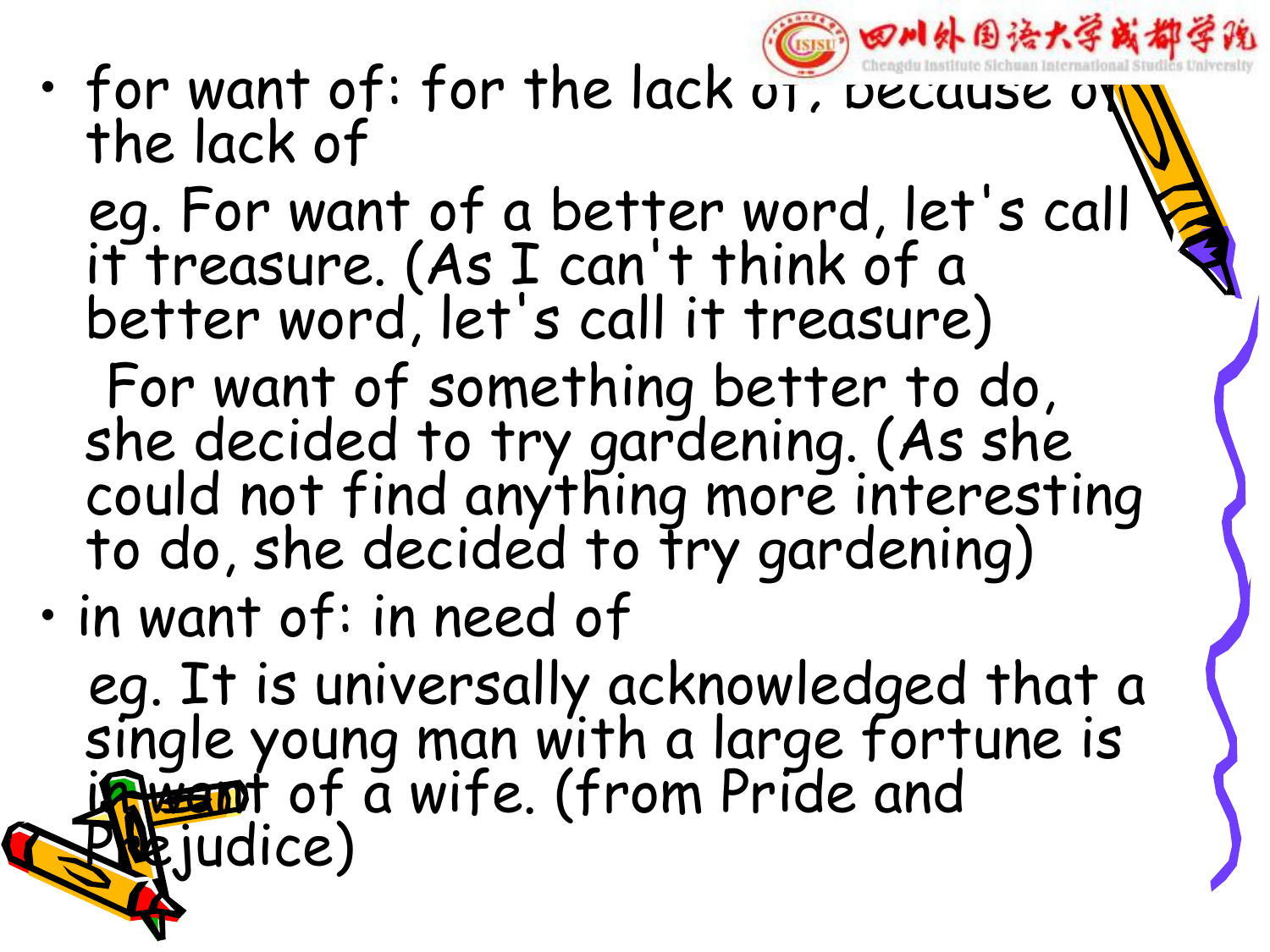- for want of: for the lack of, because of the lack of

  eg. For want of a better word, let's call it treasure. (As I can't think of a better word, let's call it treasure)

  For want of something better to do, she decided to try gardening. (As she could not find anything more interesting to do, she decided to try gardening)

- in want of: in need of

  eg. It is universally acknowledged that a single young man with a large fortune is in want of a wife. (from Pride and Prejudice)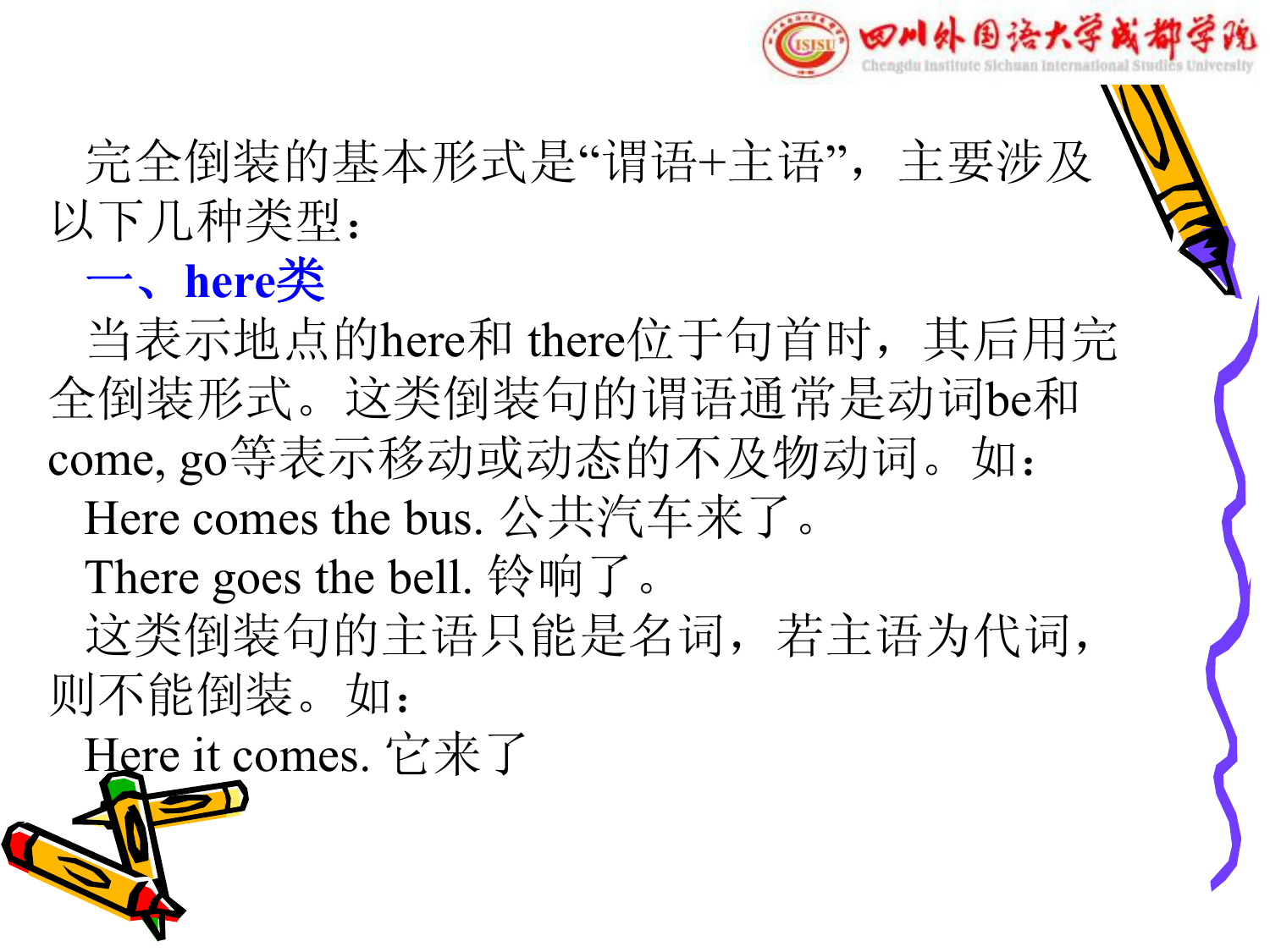完全倒装的基本形式是“谓语+主语”，主要涉及以下几种类型：

## 一、here类

当表示地点的here和 there位于句首时，其后用完全倒装形式。这类倒装句的谓语通常是动词be和come, go等表示移动或动态的不及物动词。如：

Here comes the bus. 公共汽车来了。

There goes the bell. 铃响了。

这类倒装句的主语只能是名词，若主语为代词，则不能倒装。如：

Here it comes. 它来了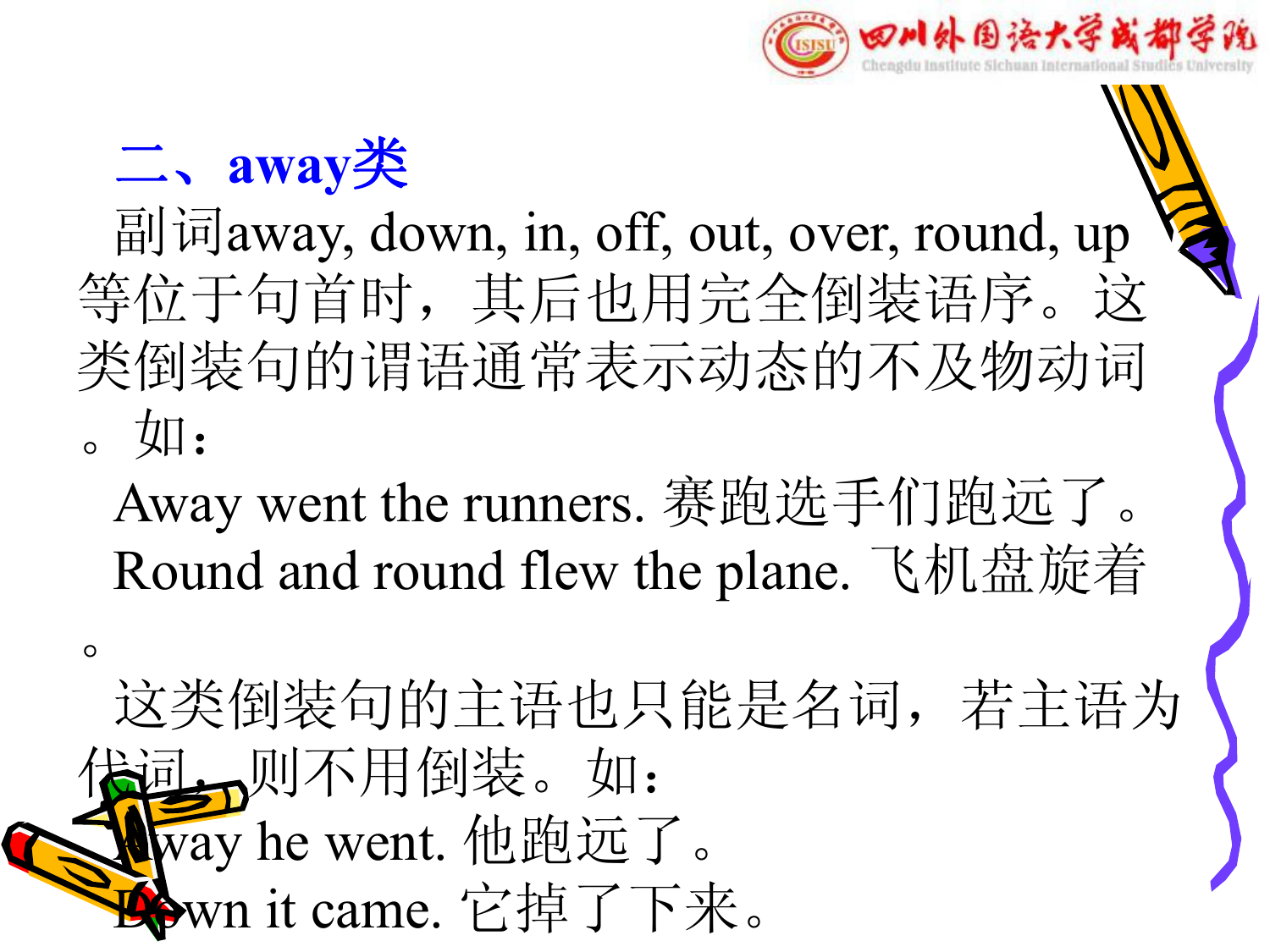## 二、away类

副词away, down, in, off, out, over, round, up等位于句首时，其后也用完全倒装语序。这类倒装句的谓语通常表示动态的不及物动词。如：

Away went the runners. 赛跑选手们跑远了。

Round and round flew the plane. 飞机盘旋着。

这类倒装句的主语也只能是名词，若主语为代词，则不用倒装。如：

Away he went. 他跑远了。

Down it came. 它掉了下来。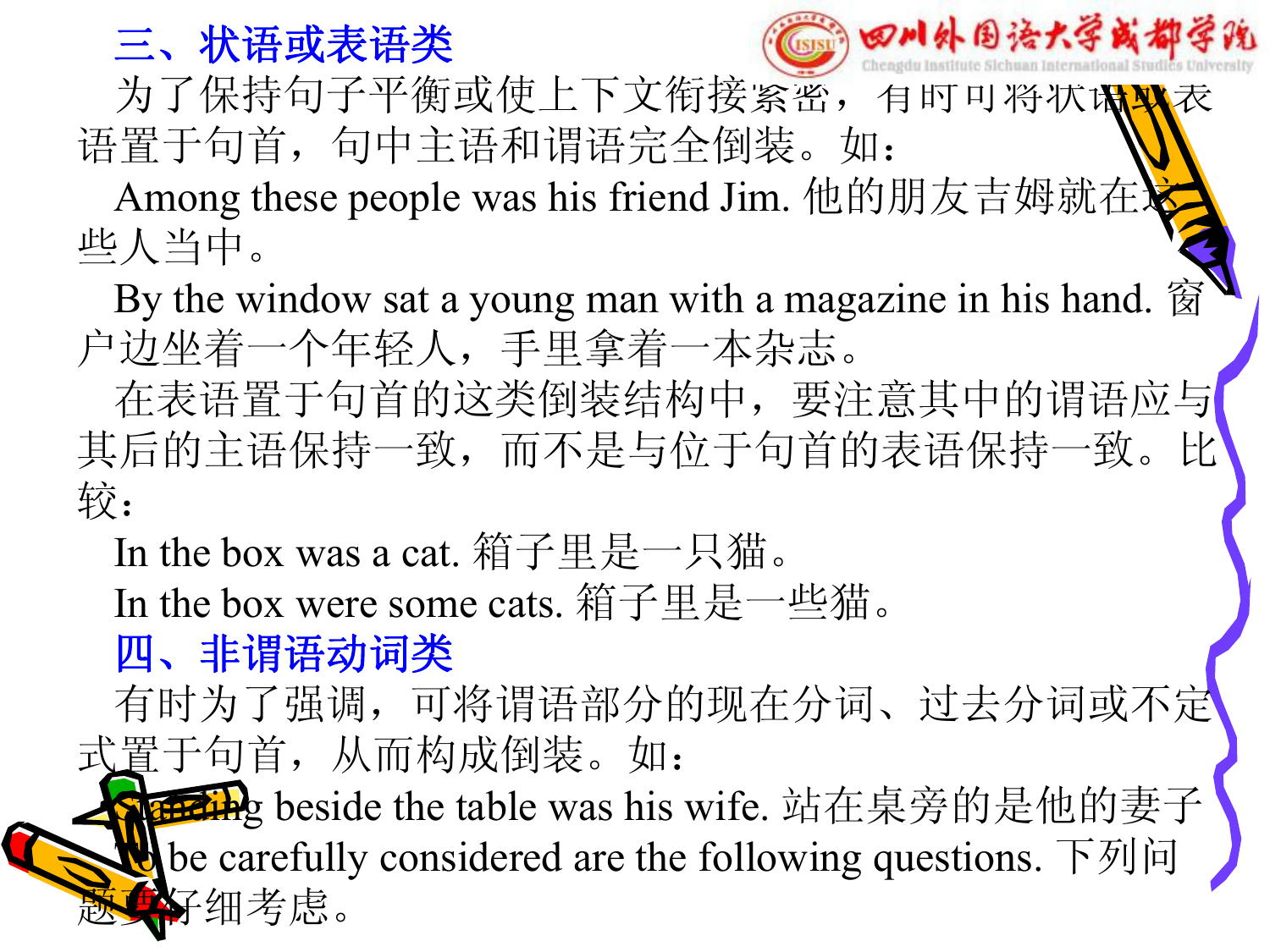## 三、状语或表语类

为了保持句子平衡或使上下文衔接紧密，有时可将状语或表语置于句首，句中主语和谓语完全倒装。如：

Among these people was his friend Jim. 他的朋友吉姆就在这些人当中。

By the window sat a young man with a magazine in his hand. 窗户边坐着一个年轻人，手里拿着一本杂志。

在表语置于句首的这类倒装结构中，要注意其中的谓语应与其后的主语保持一致，而不是与位于句首的表语保持一致。比较：

In the box was a cat. 箱子里是一只猫。

In the box were some cats. 箱子里是一些猫。

## 四、非谓语动词类

有时为了强调，可将谓语部分的现在分词、过去分词或不定式置于句首，从而构成倒装。如：

Standing beside the table was his wife. 站在桌旁的是他的妻子

To be carefully considered are the following questions. 下列问题要仔细考虑。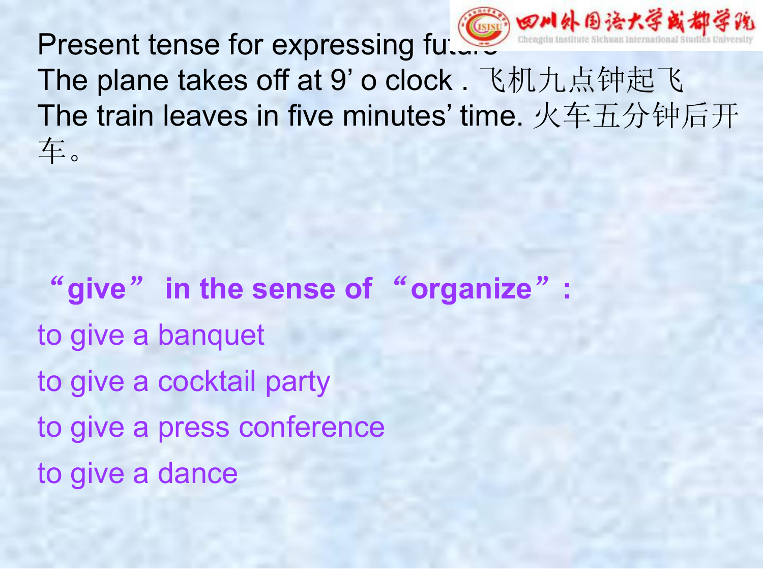Present tense for expressing future

The plane takes off at 9’ o clock . 飞机九点钟起飞

The train leaves in five minutes’ time. 火车五分钟后开车。

**“give” in the sense of “organize”:**

to give a banquet

to give a cocktail party

to give a press conference

to give a dance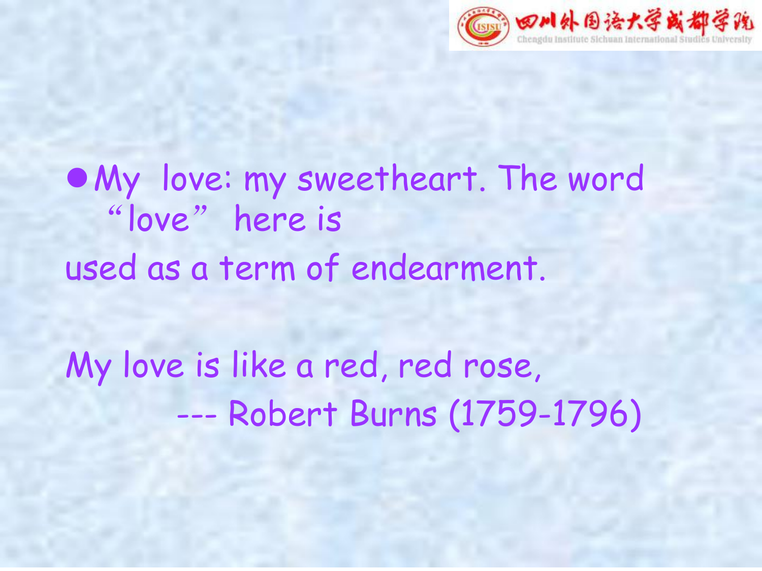- My love: my sweetheart. The word “love” here is used as a term of endearment.

My love is like a red, red rose,

--- Robert Burns (1759-1796)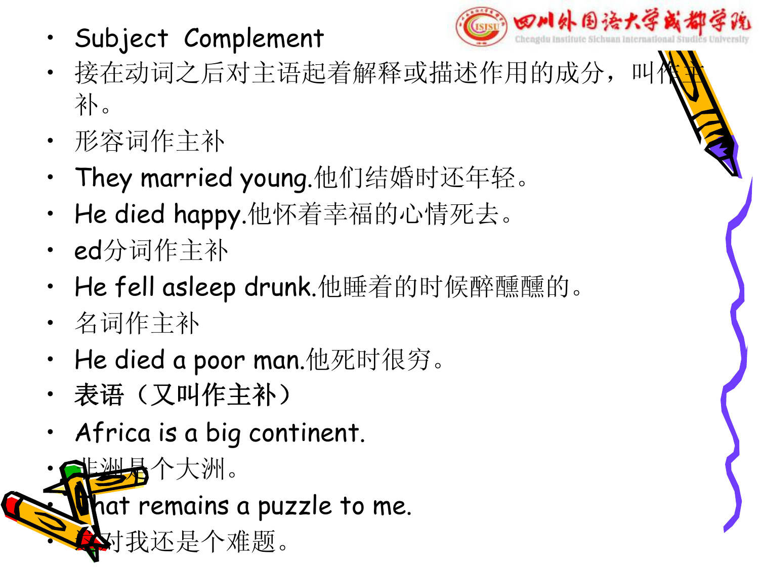- Subject Complement
- 接在动词之后对主语起着解释或描述作用的成分，叫作主补。
- 形容词作主补
- They married young.他们结婚时还年轻。
- He died happy.他怀着幸福的心情死去。
- ed分词作主补
- He fell asleep drunk.他睡着的时候醉醺醺的。
- 名词作主补
- He died a poor man.他死时很穷。
- 表语（又叫作主补）
- Africa is a big continent.
- 非洲是个大洲。
- That remains a puzzle to me.
- 这对我还是个难题。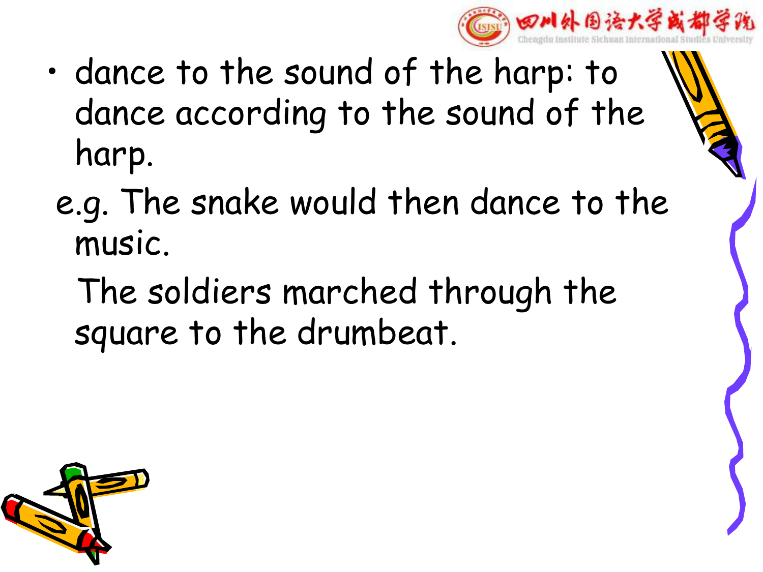- dance to the sound of the harp: to dance according to the sound of the harp.

  e.g. The snake would then dance to the music.

  The soldiers marched through the square to the drumbeat.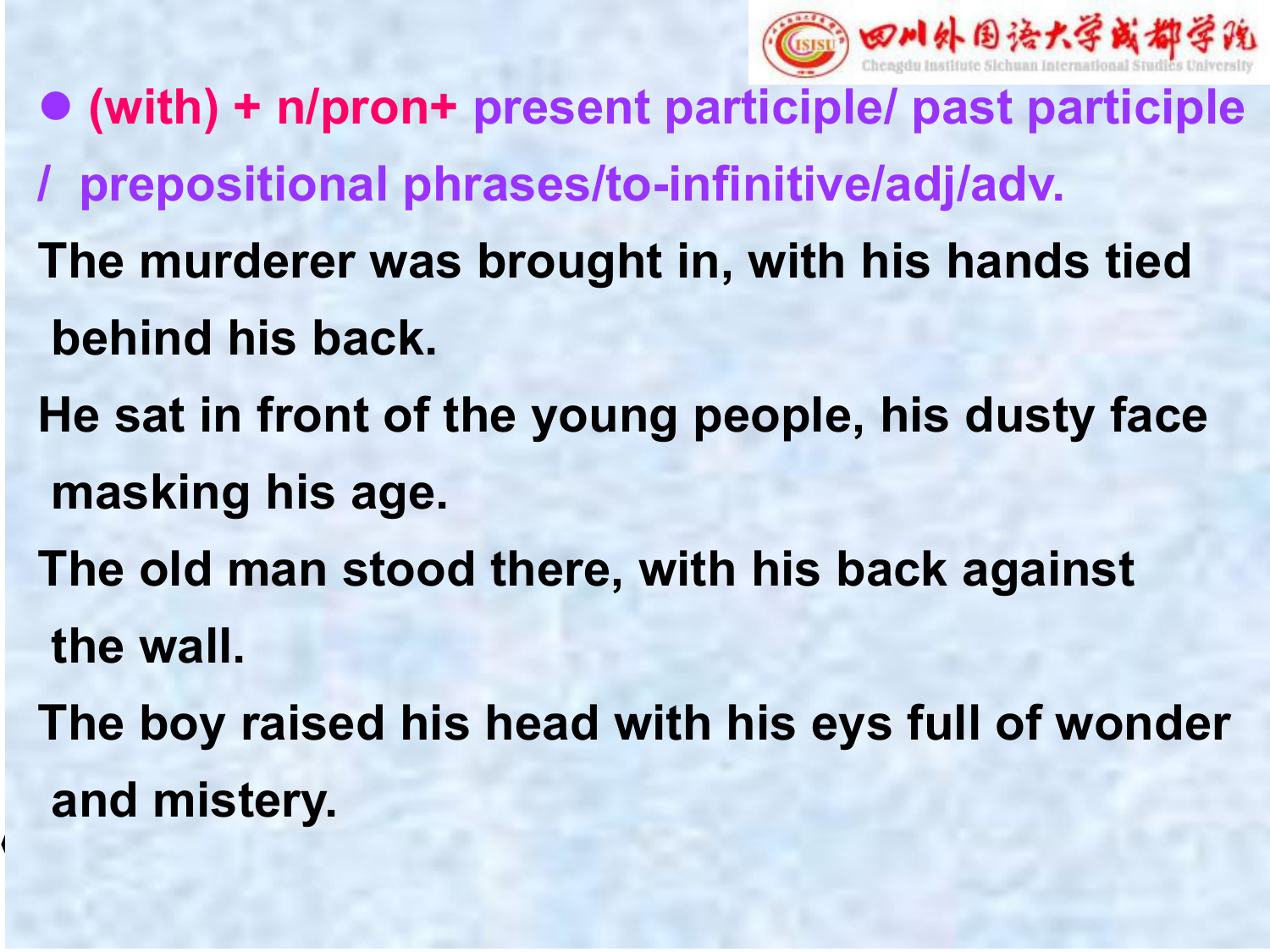- **(with) + n/pron+ present participle/ past participle / prepositional phrases/to-infinitive/adj/adv.**

**The murderer was brought in, with his hands tied behind his back.**

**He sat in front of the young people, his dusty face masking his age.**

**The old man stood there, with his back against the wall.**

**The boy raised his head with his eys full of wonder and mistery.**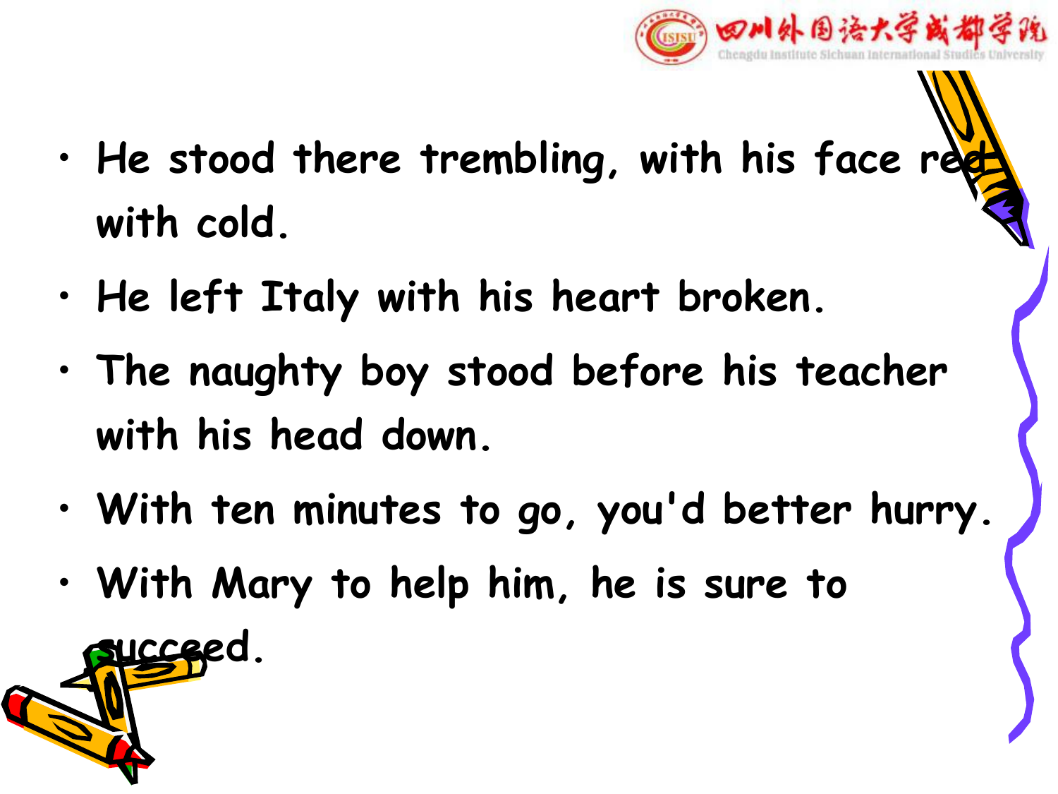- He stood there trembling, with his face red with cold.
- He left Italy with his heart broken.
- The naughty boy stood before his teacher with his head down.
- With ten minutes to go, you'd better hurry.
- With Mary to help him, he is sure to succeed.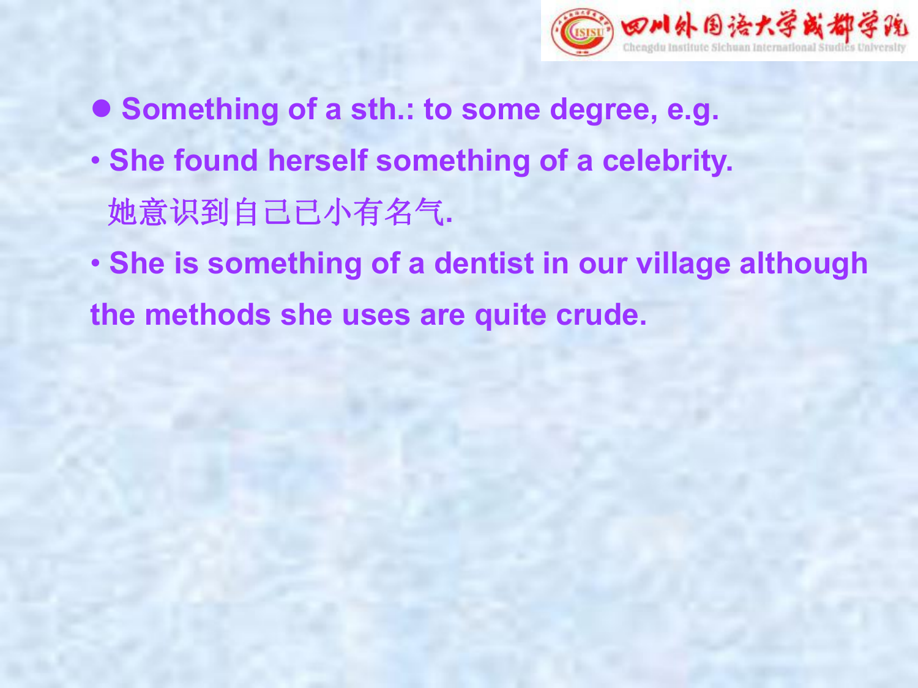- **Something of a sth.: to some degree, e.g.**

- **She found herself something of a celebrity.**

  她意识到自己已小有名气.

- **She is something of a dentist in our village although the methods she uses are quite crude.**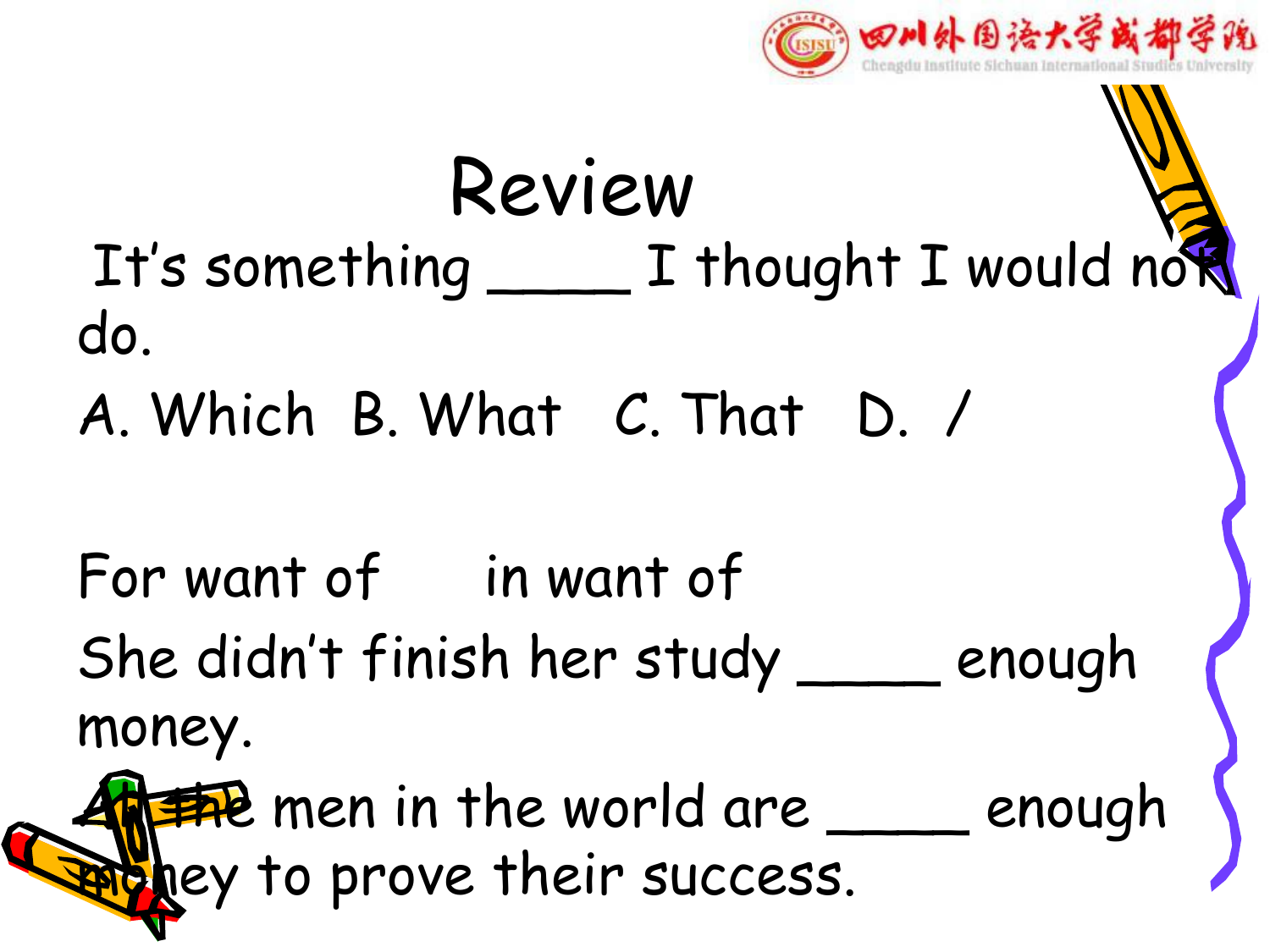# Review

It's something ____ I thought I would not do.

A. Which  B. What  C. That  D. /

For want of  in want of

She didn't finish her study ____ enough money.

All the men in the world are ____ enough money to prove their success.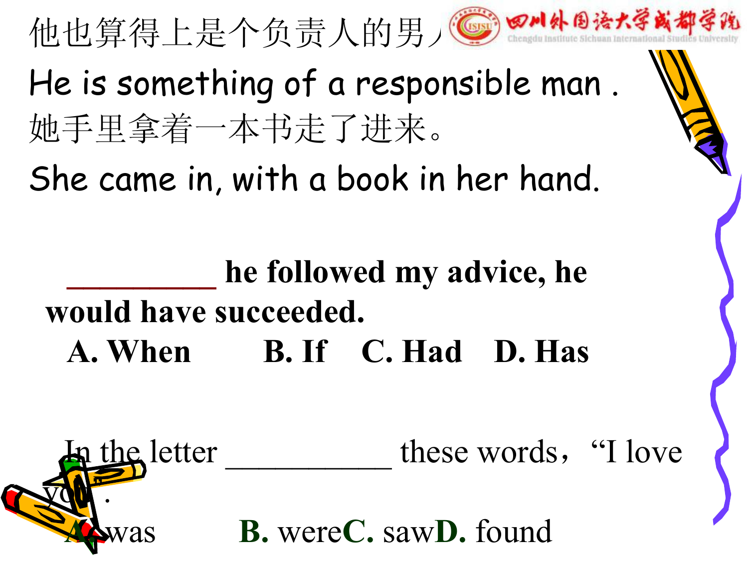他也算得上是个负责人的男人

He is something of a responsible man .

她手里拿着一本书走了进来。

She came in, with a book in her hand.

**__________ he followed my advice, he would have succeeded.**

**A. When　　B. If　　C. Had　　D. Has**

In the letter ___________ these words，“I love you”.

**A.** was　　**B.** were **C.** saw **D.** found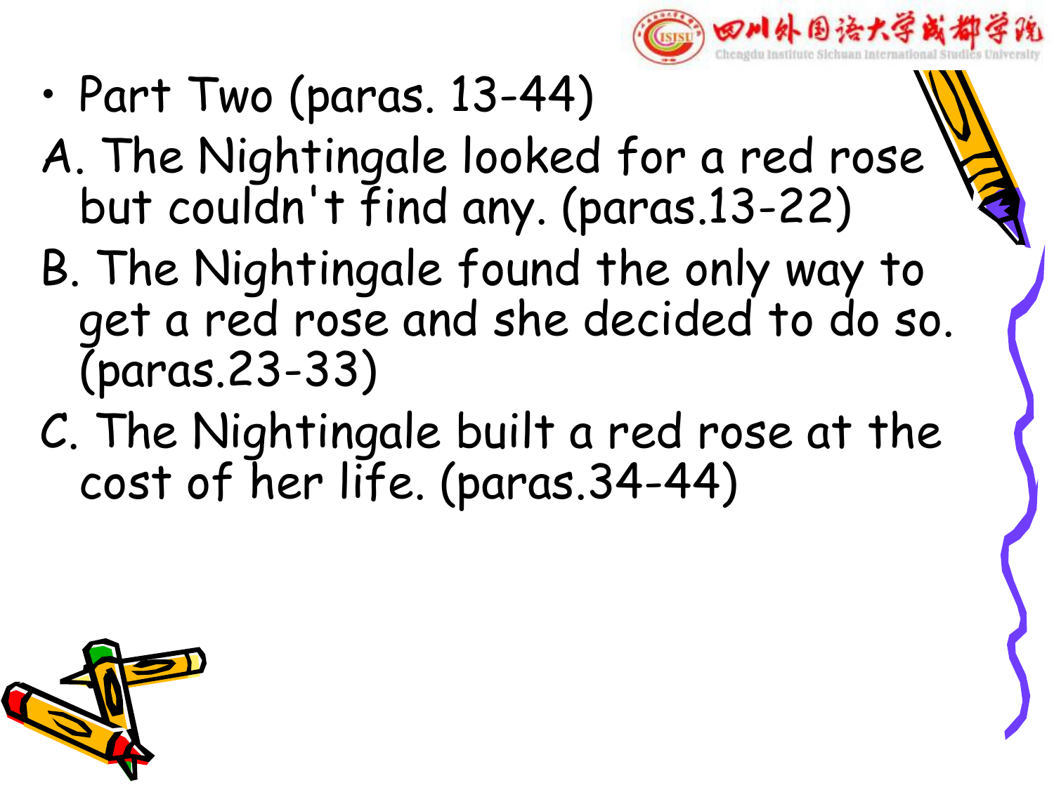- Part Two (paras. 13-44)

A. The Nightingale looked for a red rose but couldn't find any. (paras.13-22)

B. The Nightingale found the only way to get a red rose and she decided to do so. (paras.23-33)

C. The Nightingale built a red rose at the cost of her life. (paras.34-44)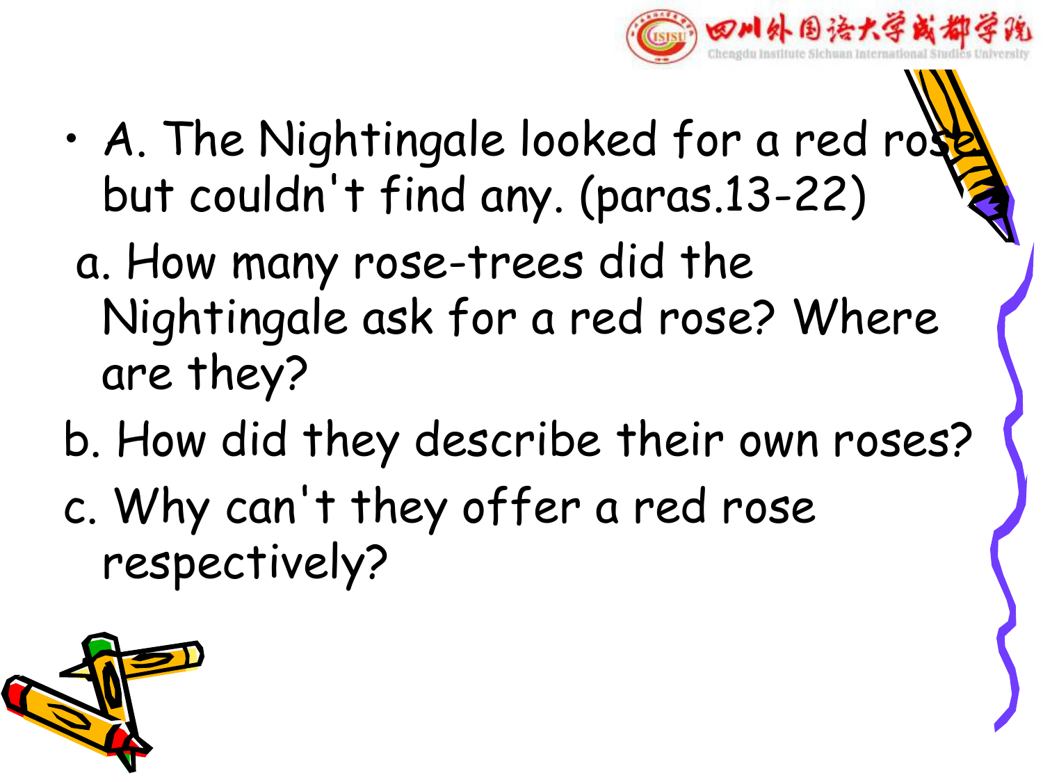- A. The Nightingale looked for a red rose but couldn't find any. (paras.13-22)

a. How many rose-trees did the Nightingale ask for a red rose? Where are they?

b. How did they describe their own roses?

c. Why can't they offer a red rose respectively?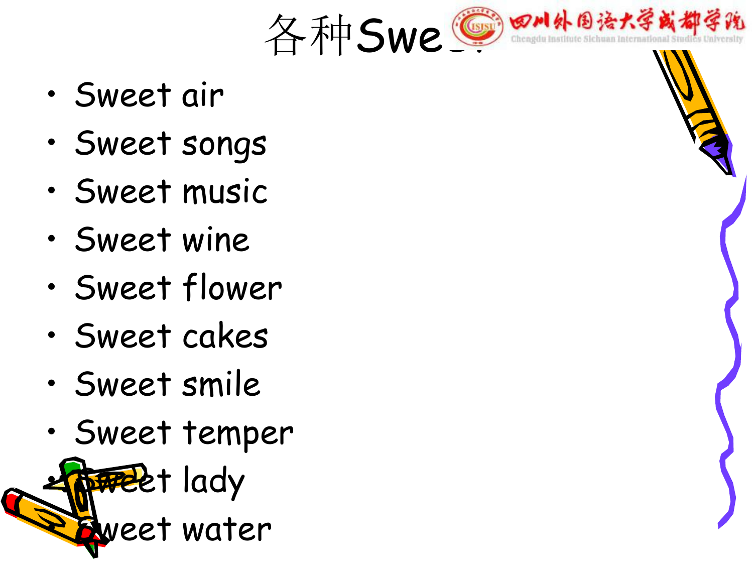# 各种Sweet

- Sweet air
- Sweet songs
- Sweet music
- Sweet wine
- Sweet flower
- Sweet cakes
- Sweet smile
- Sweet temper
- Sweet lady
- Sweet water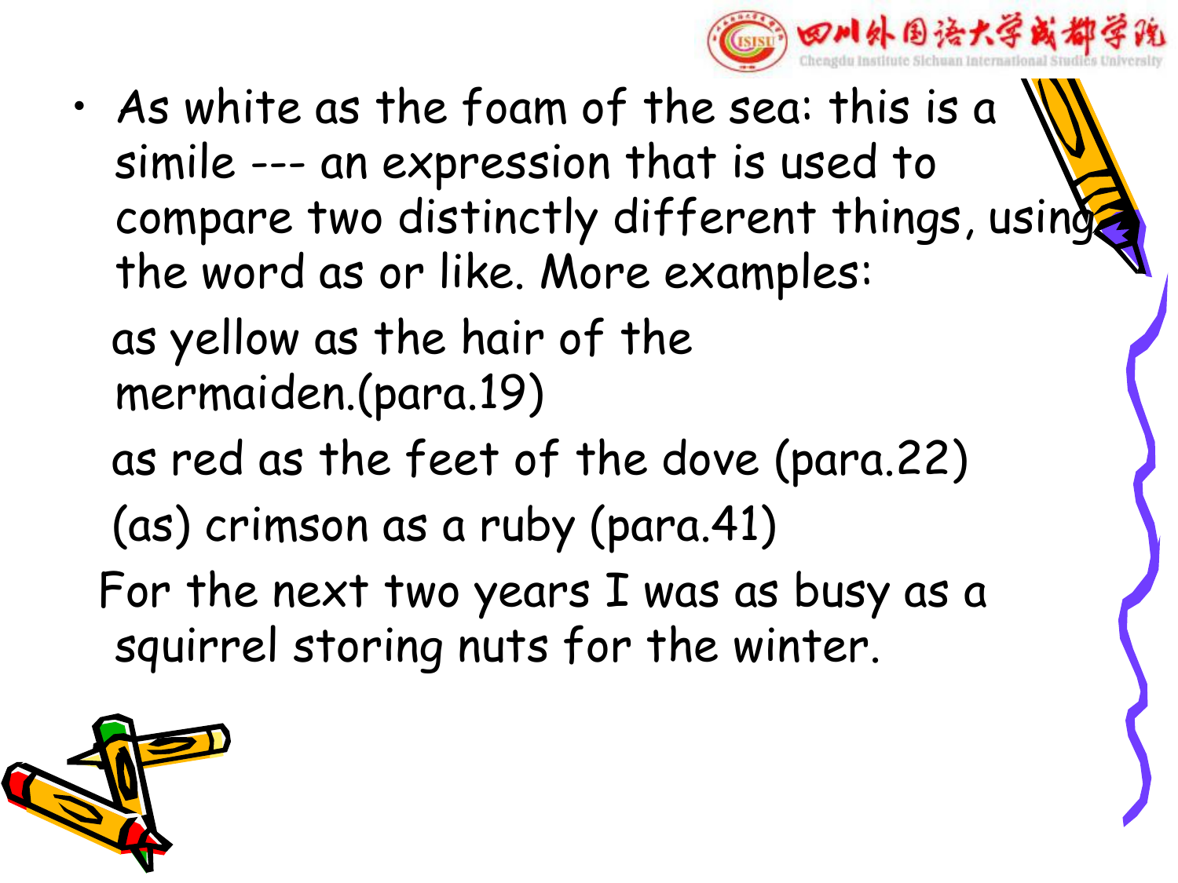- As white as the foam of the sea: this is a simile --- an expression that is used to compare two distinctly different things, using the word as or like. More examples:

  as yellow as the hair of the mermaiden.(para.19)

  as red as the feet of the dove (para.22)

  (as) crimson as a ruby (para.41)

  For the next two years I was as busy as a squirrel storing nuts for the winter.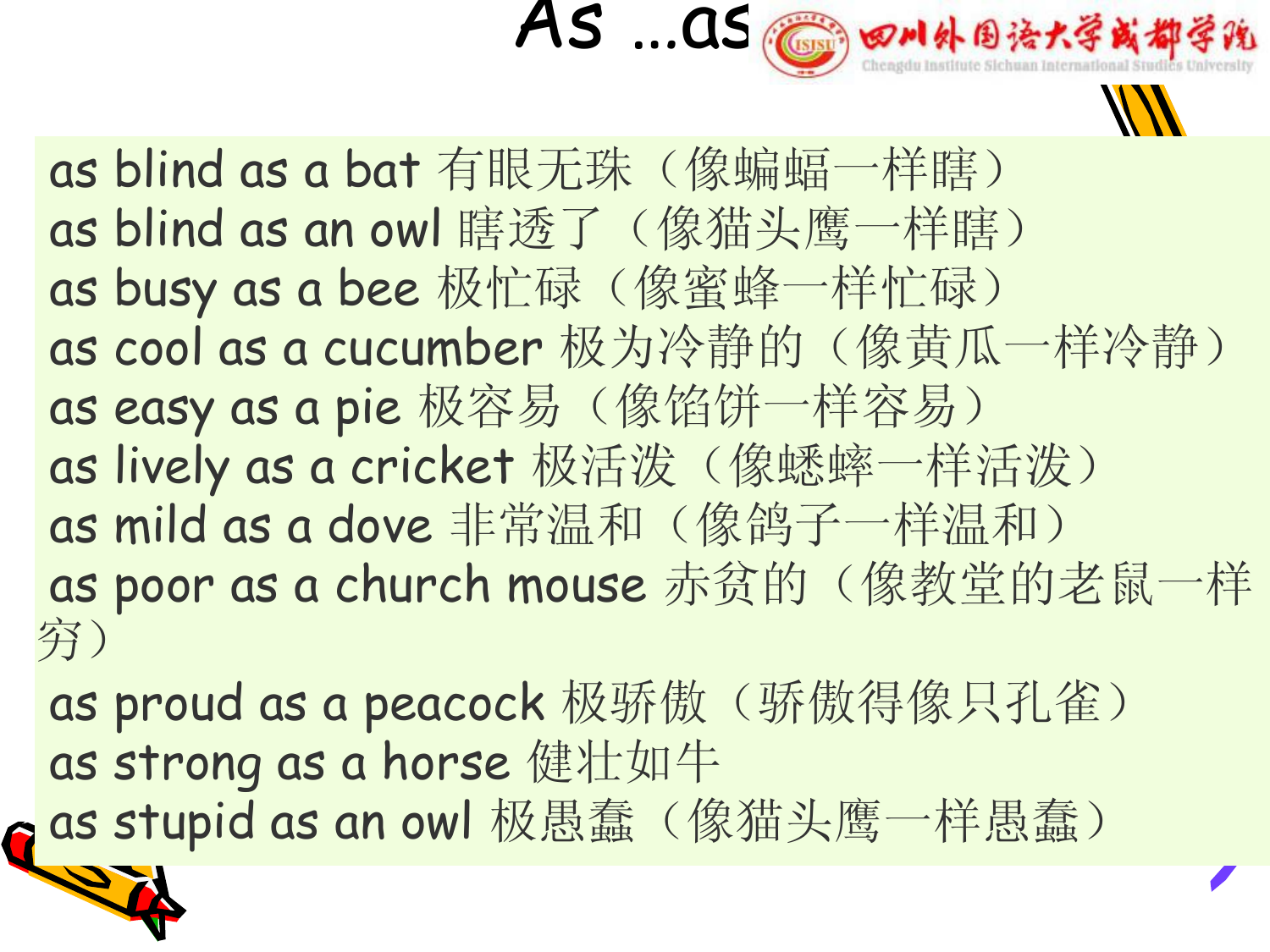# As ...as

as blind as a bat 有眼无珠（像蝙蝠一样瞎）
as blind as an owl 瞎透了（像猫头鹰一样瞎）
as busy as a bee 极忙碌（像蜜蜂一样忙碌）
as cool as a cucumber 极为冷静的（像黄瓜一样冷静）
as easy as a pie 极容易（像馅饼一样容易）
as lively as a cricket 极活泼（像蟋蟀一样活泼）
as mild as a dove 非常温和（像鸽子一样温和）
as poor as a church mouse 赤贫的（像教堂的老鼠一样穷）
as proud as a peacock 极骄傲（骄傲得像只孔雀）
as strong as a horse 健壮如牛
as stupid as an owl 极愚蠢（像猫头鹰一样愚蠢）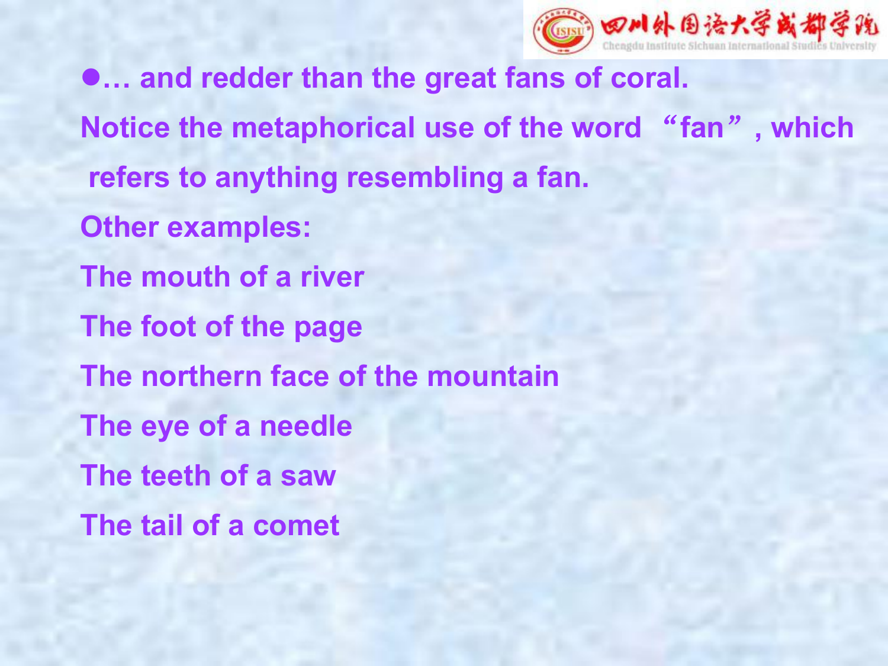- … and redder than the great fans of coral.

Notice the metaphorical use of the word “fan”, which refers to anything resembling a fan.

Other examples:

The mouth of a river

The foot of the page

The northern face of the mountain

The eye of a needle

The teeth of a saw

The tail of a comet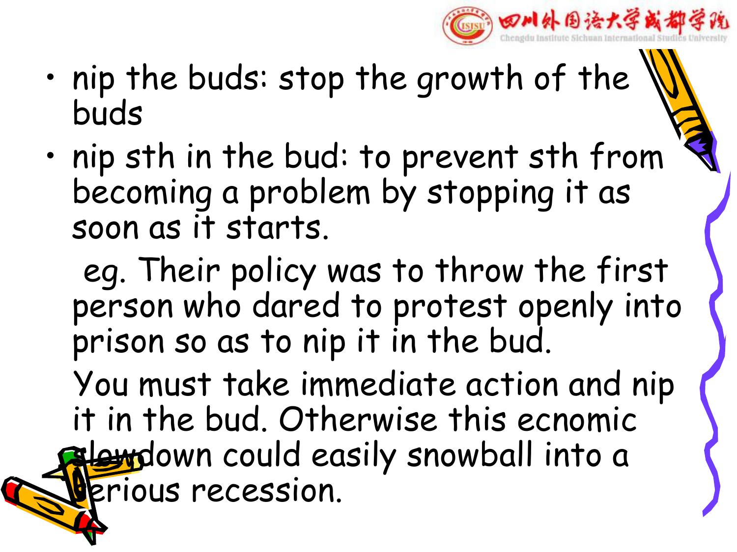- nip the buds: stop the growth of the buds
- nip sth in the bud: to prevent sth from becoming a problem by stopping it as soon as it starts.

  eg. Their policy was to throw the first person who dared to protest openly into prison so as to nip it in the bud.

  You must take immediate action and nip it in the bud. Otherwise this ecnomic slowdown could easily snowball into a serious recession.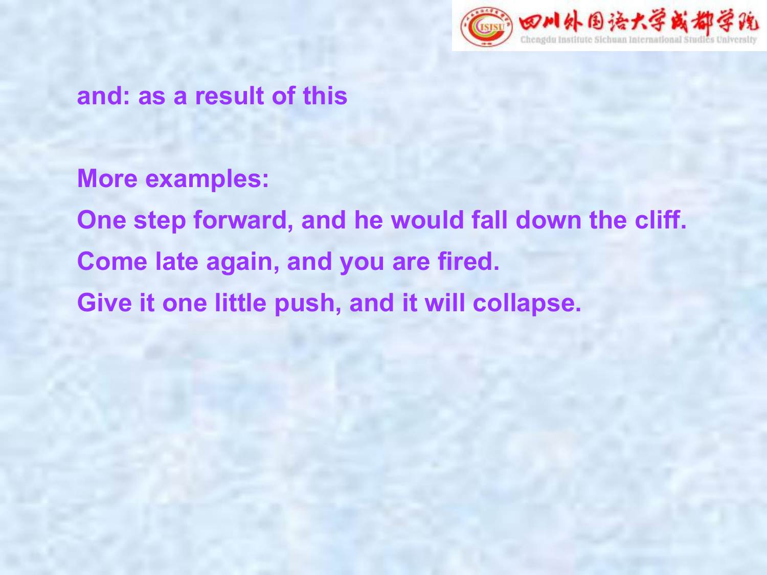**and: as a result of this**

**More examples:**

**One step forward, and he would fall down the cliff.**

**Come late again, and you are fired.**

**Give it one little push, and it will collapse.**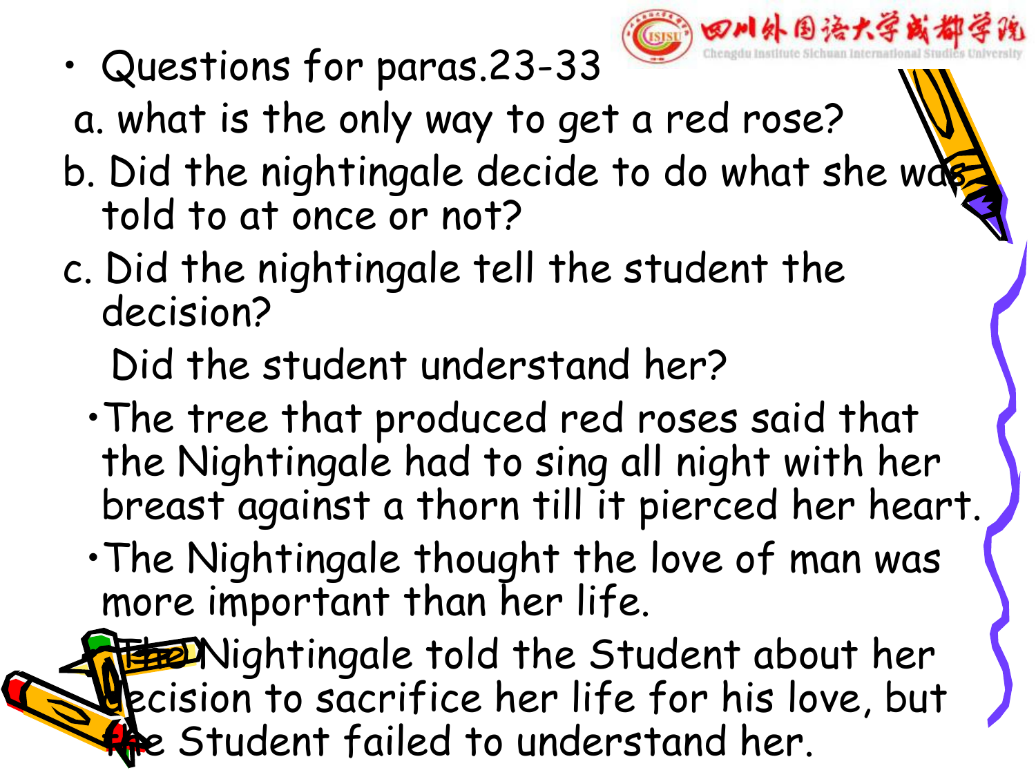- Questions for paras.23-33

a. what is the only way to get a red rose?

b. Did the nightingale decide to do what she was told to at once or not?

c. Did the nightingale tell the student the decision?

Did the student understand her?

- The tree that produced red roses said that the Nightingale had to sing all night with her breast against a thorn till it pierced her heart.
- The Nightingale thought the love of man was more important than her life.
- The Nightingale told the Student about her decision to sacrifice her life for his love, but the Student failed to understand her.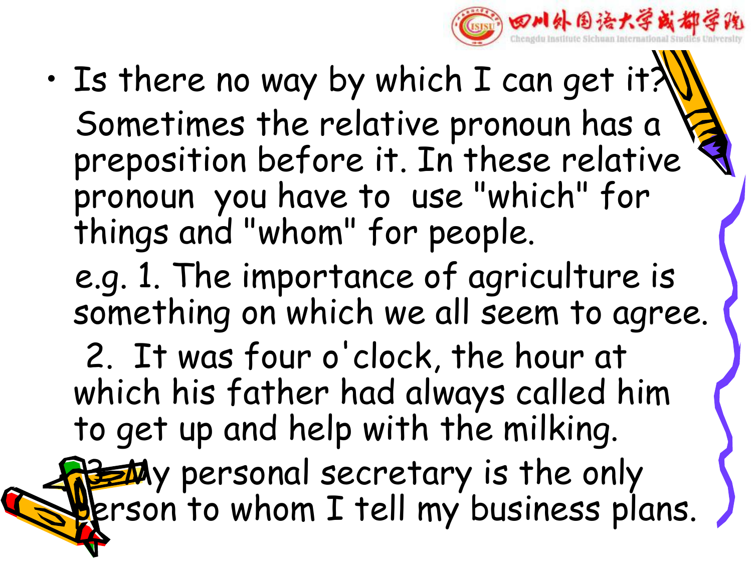- Is there no way by which I can get it?

  Sometimes the relative pronoun has a preposition before it. In these relative pronoun you have to use "which" for things and "whom" for people.

  e.g. 1. The importance of agriculture is something on which we all seem to agree.

  2. It was four o'clock, the hour at which his father had always called him to get up and help with the milking.

  3. My personal secretary is the only person to whom I tell my business plans.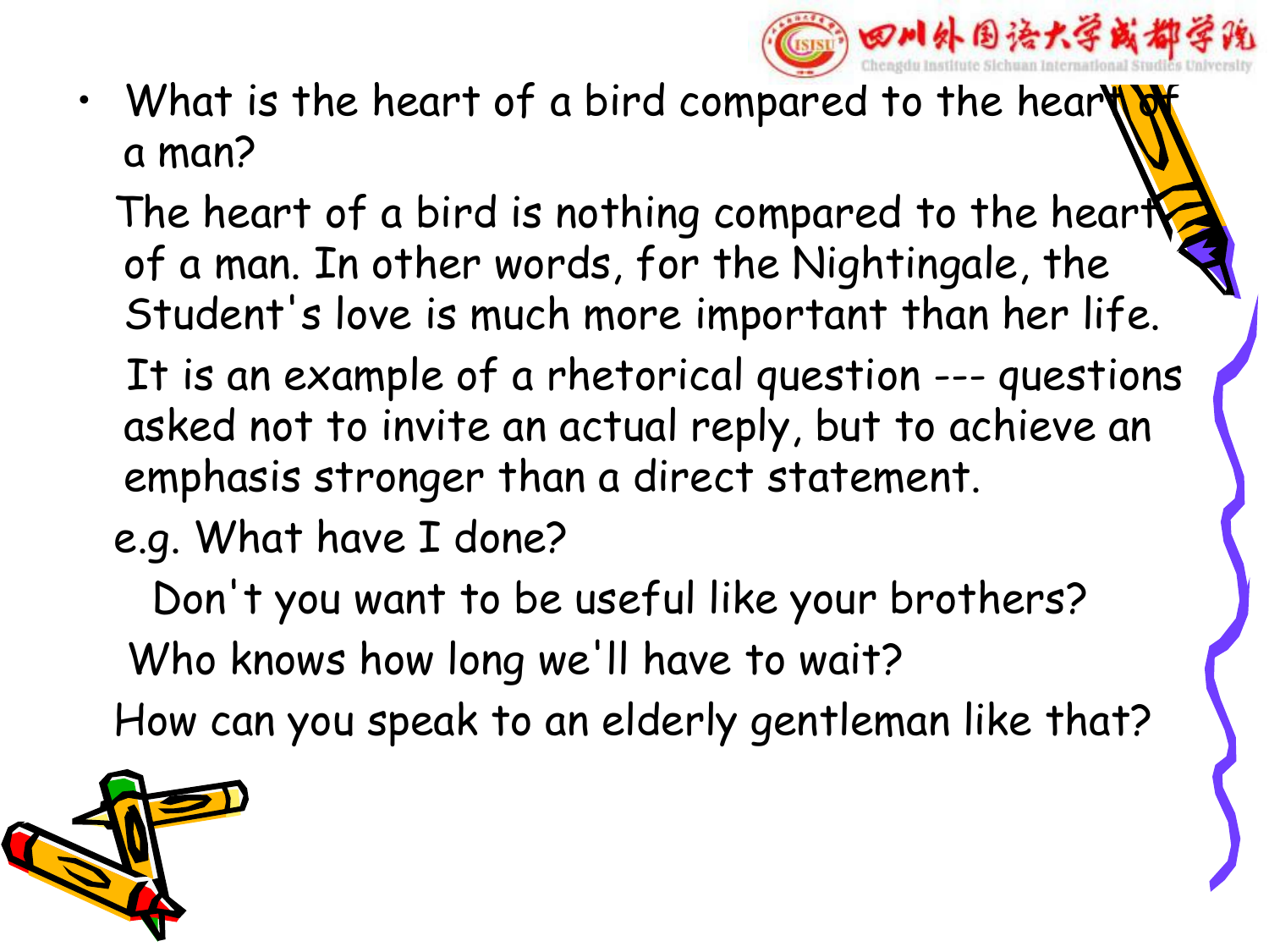- What is the heart of a bird compared to the heart of a man?

  The heart of a bird is nothing compared to the heart of a man. In other words, for the Nightingale, the Student's love is much more important than her life.

  It is an example of a rhetorical question --- questions asked not to invite an actual reply, but to achieve an emphasis stronger than a direct statement.

  e.g. What have I done?

  Don't you want to be useful like your brothers?

  Who knows how long we'll have to wait?

  How can you speak to an elderly gentleman like that?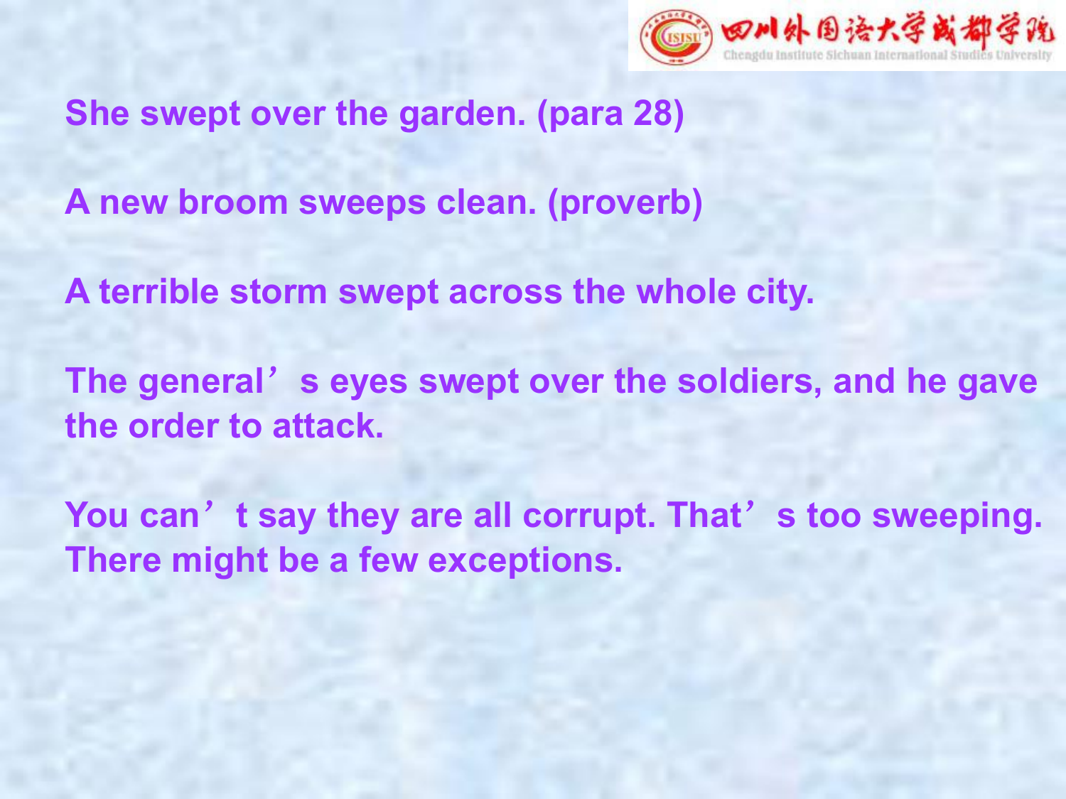**She swept over the garden. (para 28)**

**A new broom sweeps clean. (proverb)**

**A terrible storm swept across the whole city.**

**The general’s eyes swept over the soldiers, and he gave the order to attack.**

**You can’t say they are all corrupt. That’s too sweeping. There might be a few exceptions.**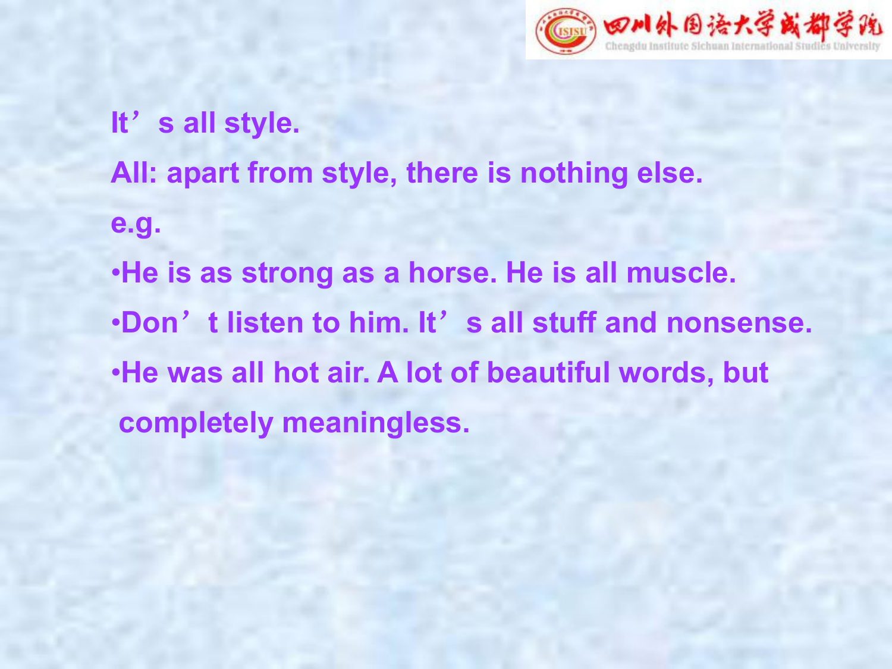**It’s all style.**

**All: apart from style, there is nothing else.**

**e.g.**

- **He is as strong as a horse. He is all muscle.**
- **Don’t listen to him. It’s all stuff and nonsense.**
- **He was all hot air. A lot of beautiful words, but completely meaningless.**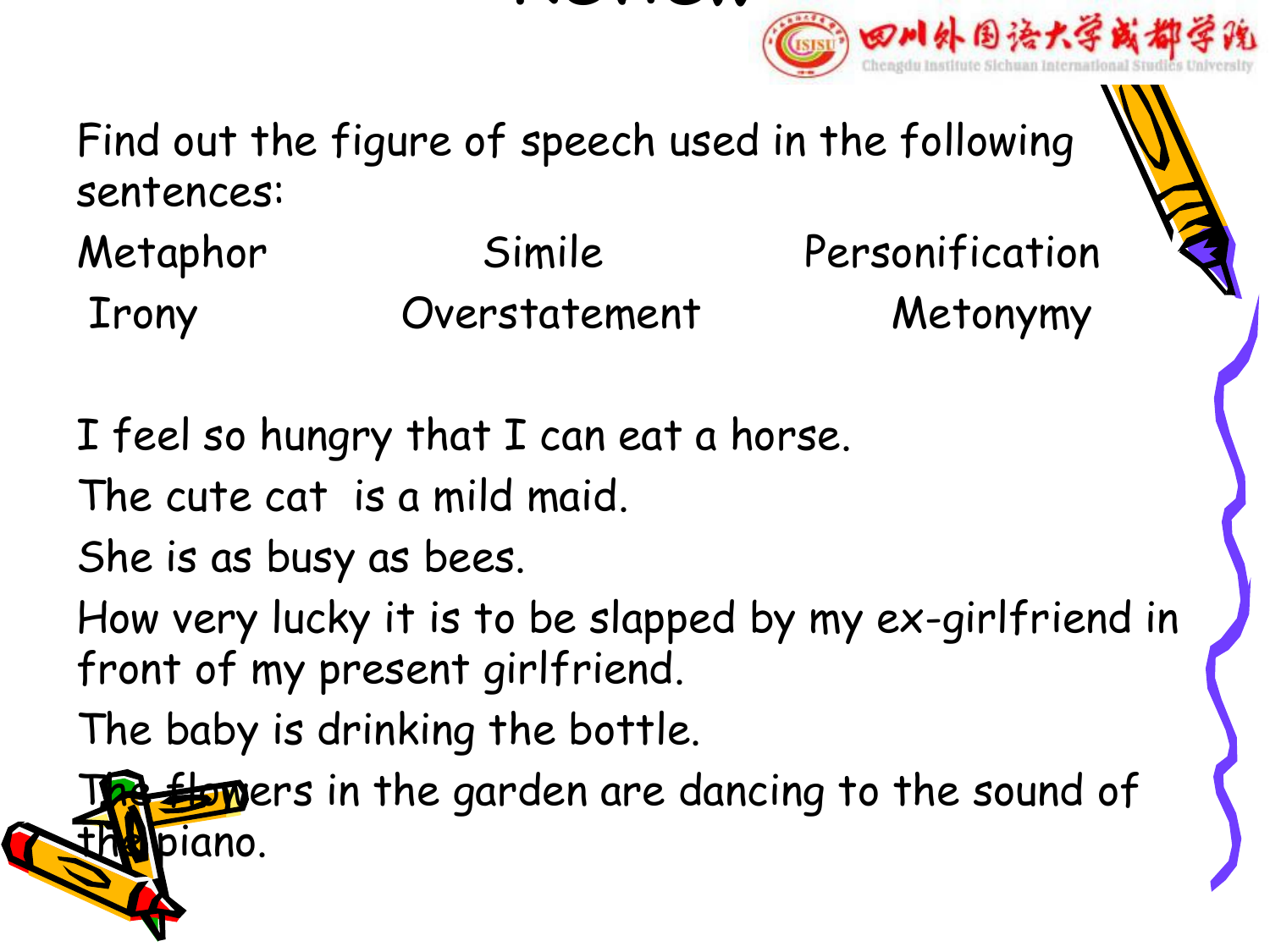Find out the figure of speech used in the following sentences:

| Metaphor | Simile | Personification |
|---|---|---|
| Irony | Overstatement | Metonymy |

I feel so hungry that I can eat a horse.

The cute cat is a mild maid.

She is as busy as bees.

How very lucky it is to be slapped by my ex-girlfriend in front of my present girlfriend.

The baby is drinking the bottle.

The flowers in the garden are dancing to the sound of the piano.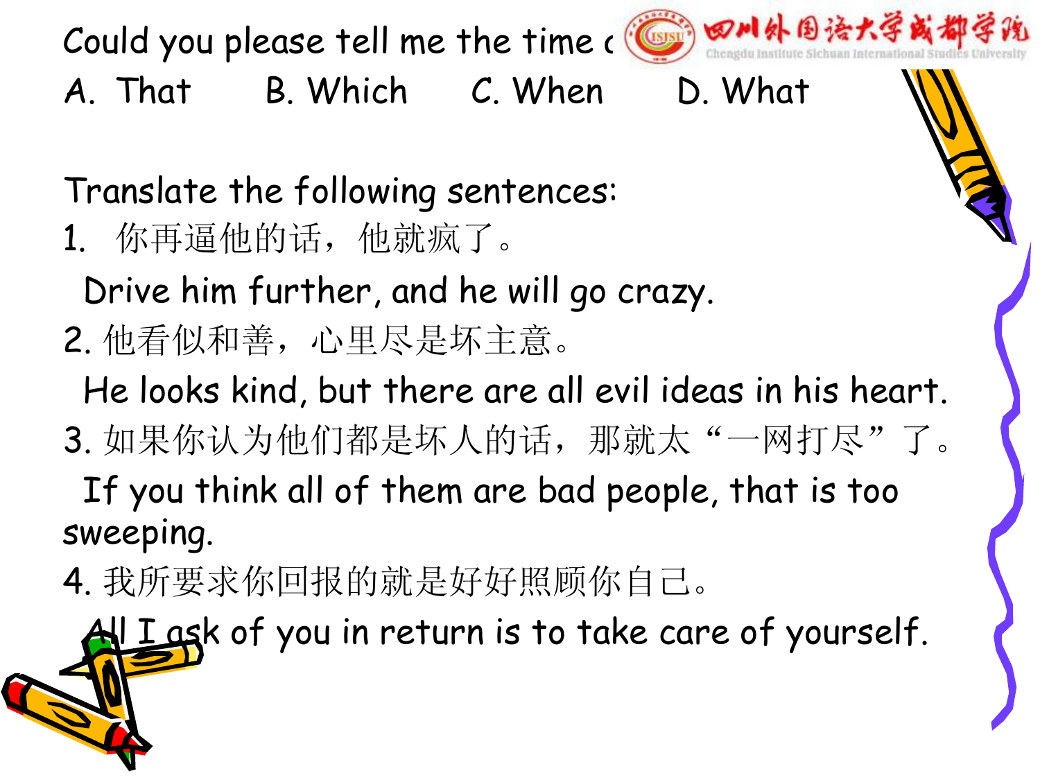Could you please tell me the time c

A. That B. Which C. When D. What

Translate the following sentences:

1. 你再逼他的话，他就疯了。

   Drive him further, and he will go crazy.

2. 他看似和善，心里尽是坏主意。

   He looks kind, but there are all evil ideas in his heart.

3. 如果你认为他们都是坏人的话，那就太“一网打尽”了。

   If you think all of them are bad people, that is too sweeping.

4. 我所要求你回报的就是好好照顾你自己。

   All I ask of you in return is to take care of yourself.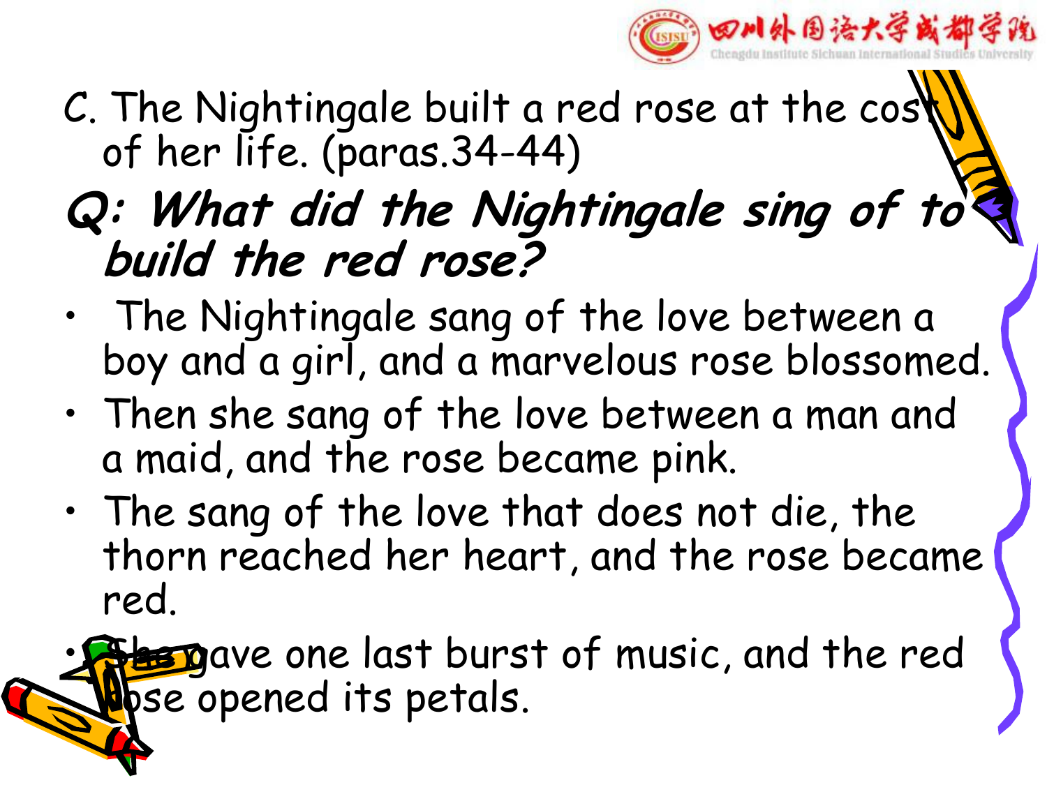C. The Nightingale built a red rose at the cost of her life. (paras.34-44)

***Q: What did the Nightingale sing of to build the red rose?***

- The Nightingale sang of the love between a boy and a girl, and a marvelous rose blossomed.
- Then she sang of the love between a man and a maid, and the rose became pink.
- The sang of the love that does not die, the thorn reached her heart, and the rose became red.
- She gave one last burst of music, and the red rose opened its petals.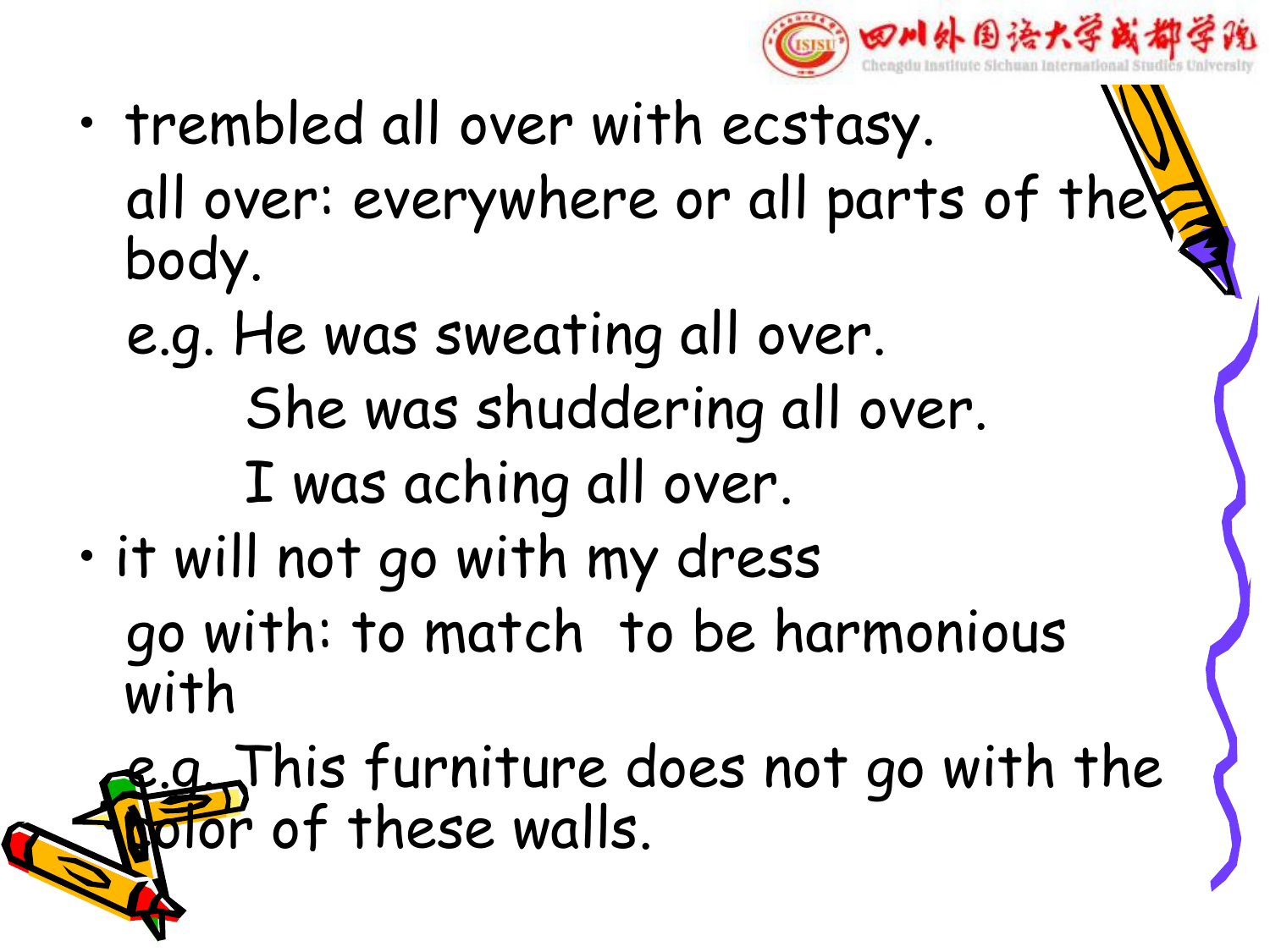- trembled all over with ecstasy.

  all over: everywhere or all parts of the body.

  e.g. He was sweating all over.

  She was shuddering all over.

  I was aching all over.

- it will not go with my dress

  go with: to match to be harmonious with

  e.g. This furniture does not go with the color of these walls.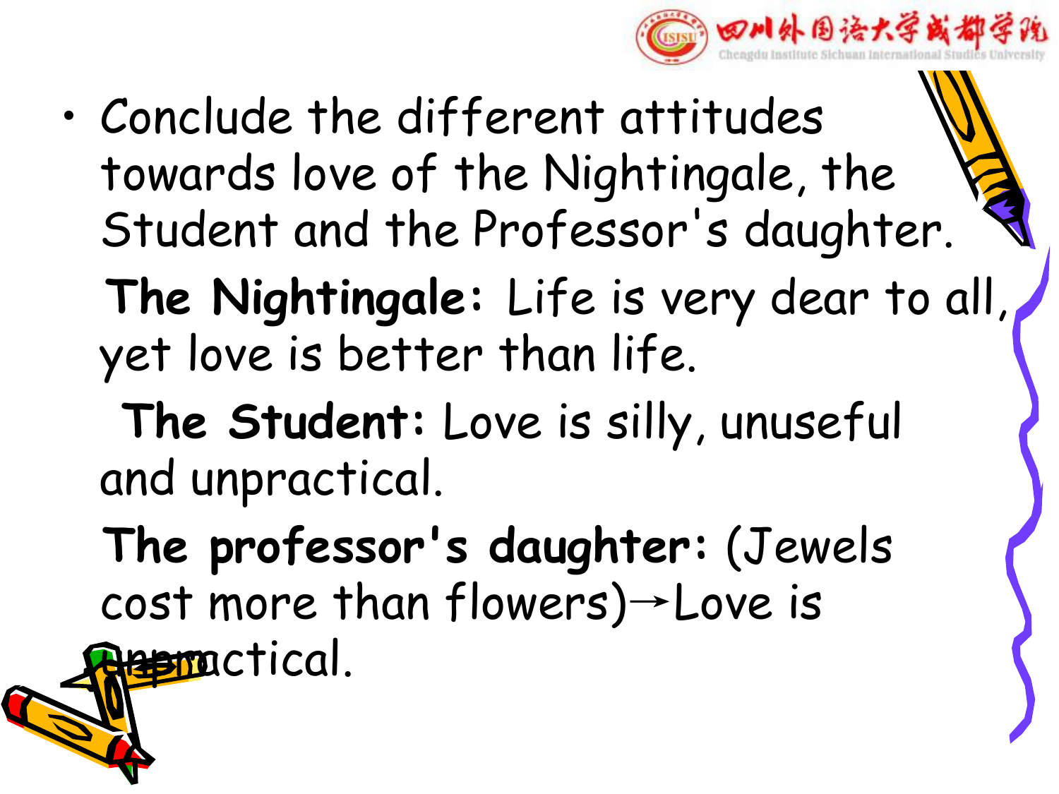- Conclude the different attitudes towards love of the Nightingale, the Student and the Professor's daughter.

**The Nightingale:** Life is very dear to all, yet love is better than life.

**The Student:** Love is silly, unuseful and unpractical.

**The professor's daughter:** (Jewels cost more than flowers)→Love is unpractical.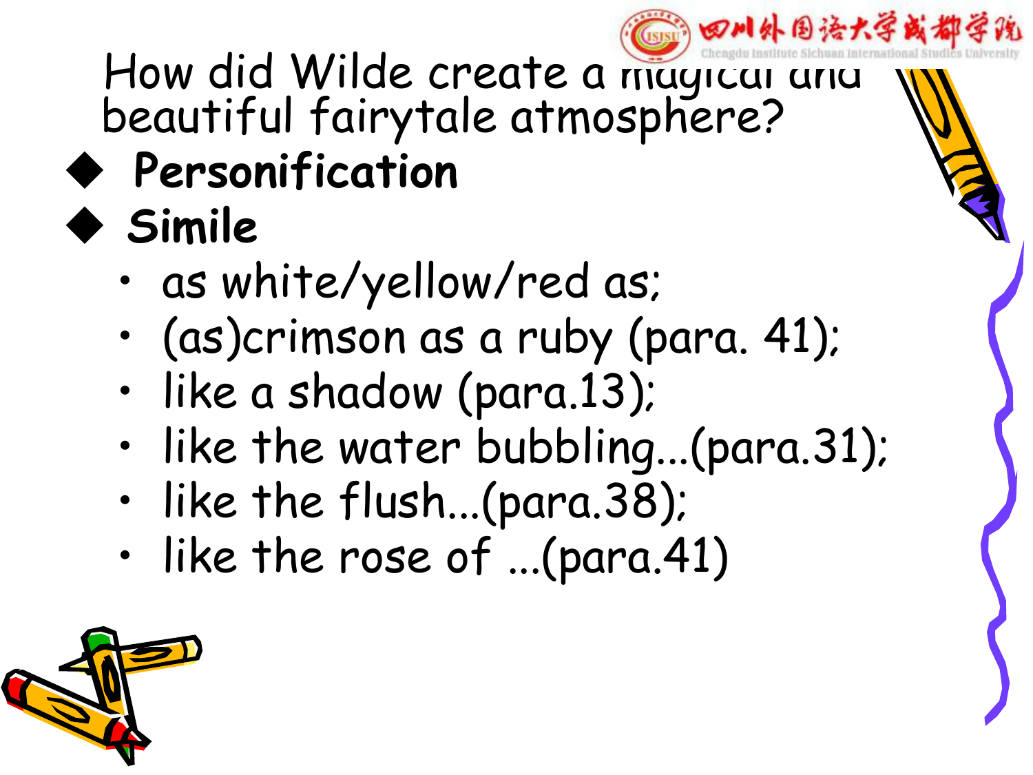## How did Wilde create a magical and beautiful fairytale atmosphere?

- **Personification**
- **Simile**
  - as white/yellow/red as;
  - (as)crimson as a ruby (para. 41);
  - like a shadow (para.13);
  - like the water bubbling…(para.31);
  - like the flush…(para.38);
  - like the rose of …(para.41)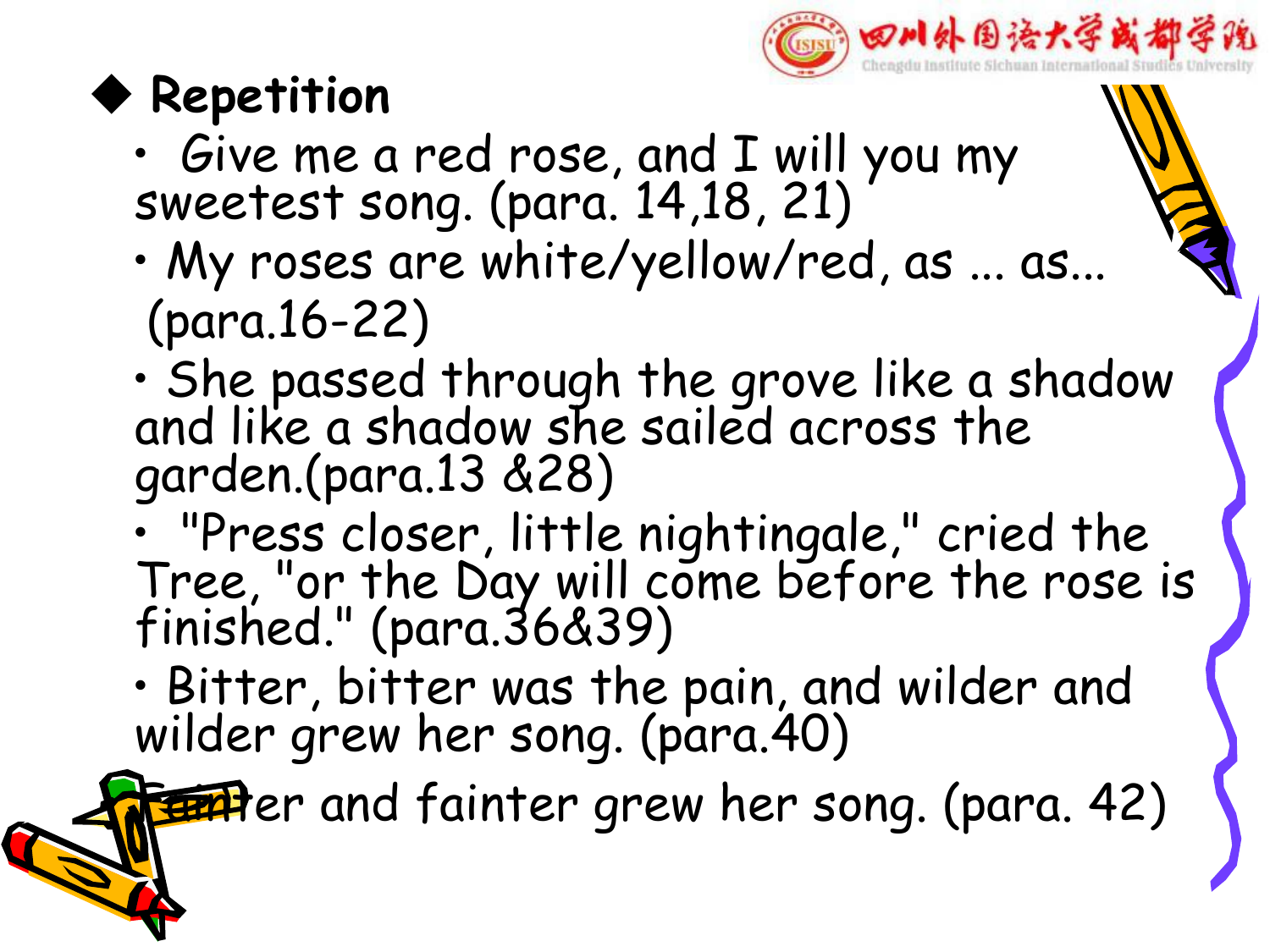## Repetition

- Give me a red rose, and I will you my sweetest song. (para. 14,18, 21)
- My roses are white/yellow/red, as ... as... (para.16-22)
- She passed through the grove like a shadow and like a shadow she sailed across the garden.(para.13 &28)
- "Press closer, little nightingale," cried the Tree, "or the Day will come before the rose is finished." (para.36&39)
- Bitter, bitter was the pain, and wilder and wilder grew her song. (para.40)
- Fainter and fainter grew her song. (para. 42)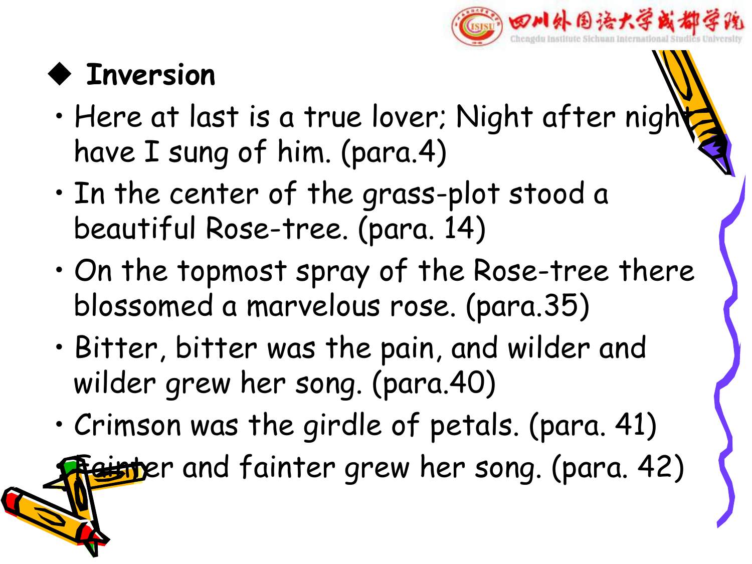## Inversion

- Here at last is a true lover; Night after night have I sung of him. (para.4)
- In the center of the grass-plot stood a beautiful Rose-tree. (para. 14)
- On the topmost spray of the Rose-tree there blossomed a marvelous rose. (para.35)
- Bitter, bitter was the pain, and wilder and wilder grew her song. (para.40)
- Crimson was the girdle of petals. (para. 41)
- Fainter and fainter grew her song. (para. 42)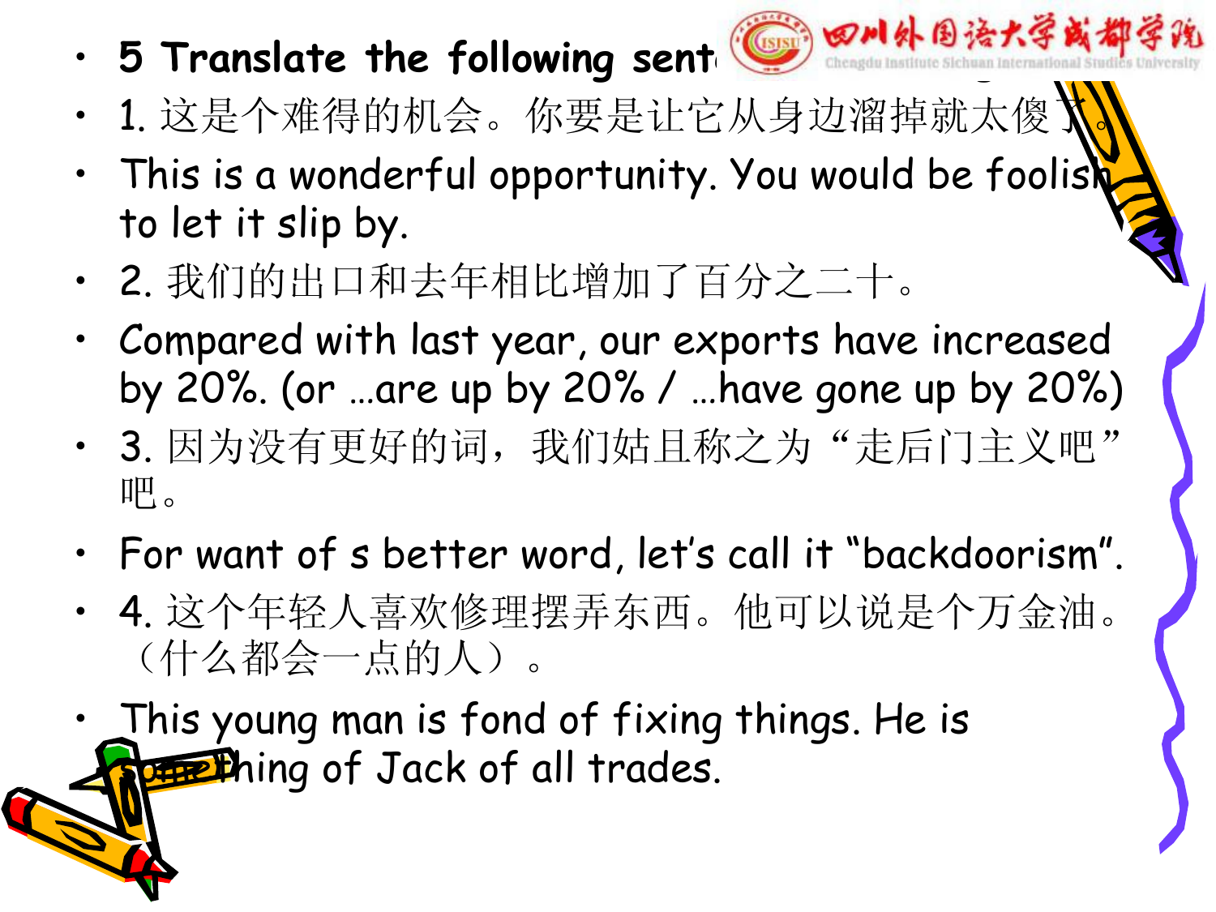- 5 Translate the following sent
- 1. 这是个难得的机会。你要是让它从身边溜掉就太傻了。
- This is a wonderful opportunity. You would be foolish to let it slip by.
- 2. 我们的出口和去年相比增加了百分之二十。
- Compared with last year, our exports have increased by 20%. (or …are up by 20% / …have gone up by 20%)
- 3. 因为没有更好的词，我们姑且称之为“走后门主义吧”吧。
- For want of s better word, let's call it “backdoorism”.
- 4. 这个年轻人喜欢修理摆弄东西。他可以说是个万金油。（什么都会一点的人）。
- This young man is fond of fixing things. He is something of Jack of all trades.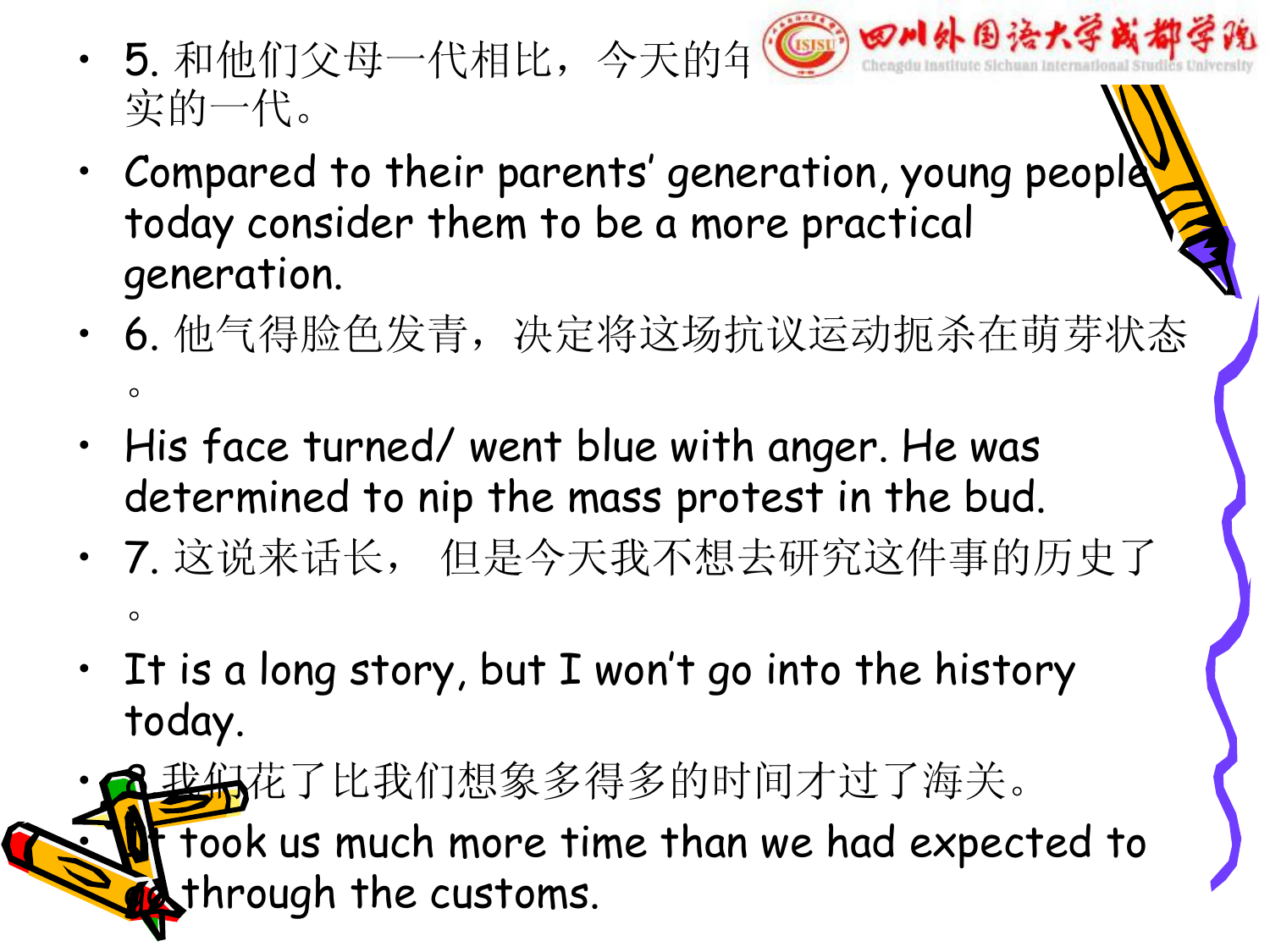- 5. 和他们父母一代相比，今天的年轻人认为他们是更加务实的一代。
- Compared to their parents' generation, young people today consider them to be a more practical generation.
- 6. 他气得脸色发青，决定将这场抗议运动扼杀在萌芽状态。
- His face turned/ went blue with anger. He was determined to nip the mass protest in the bud.
- 7. 这说来话长， 但是今天我不想去研究这件事的历史了。
- It is a long story, but I won't go into the history today.
- 8. 我们花了比我们想象多得多的时间才过了海关。
- It took us much more time than we had expected to go through the customs.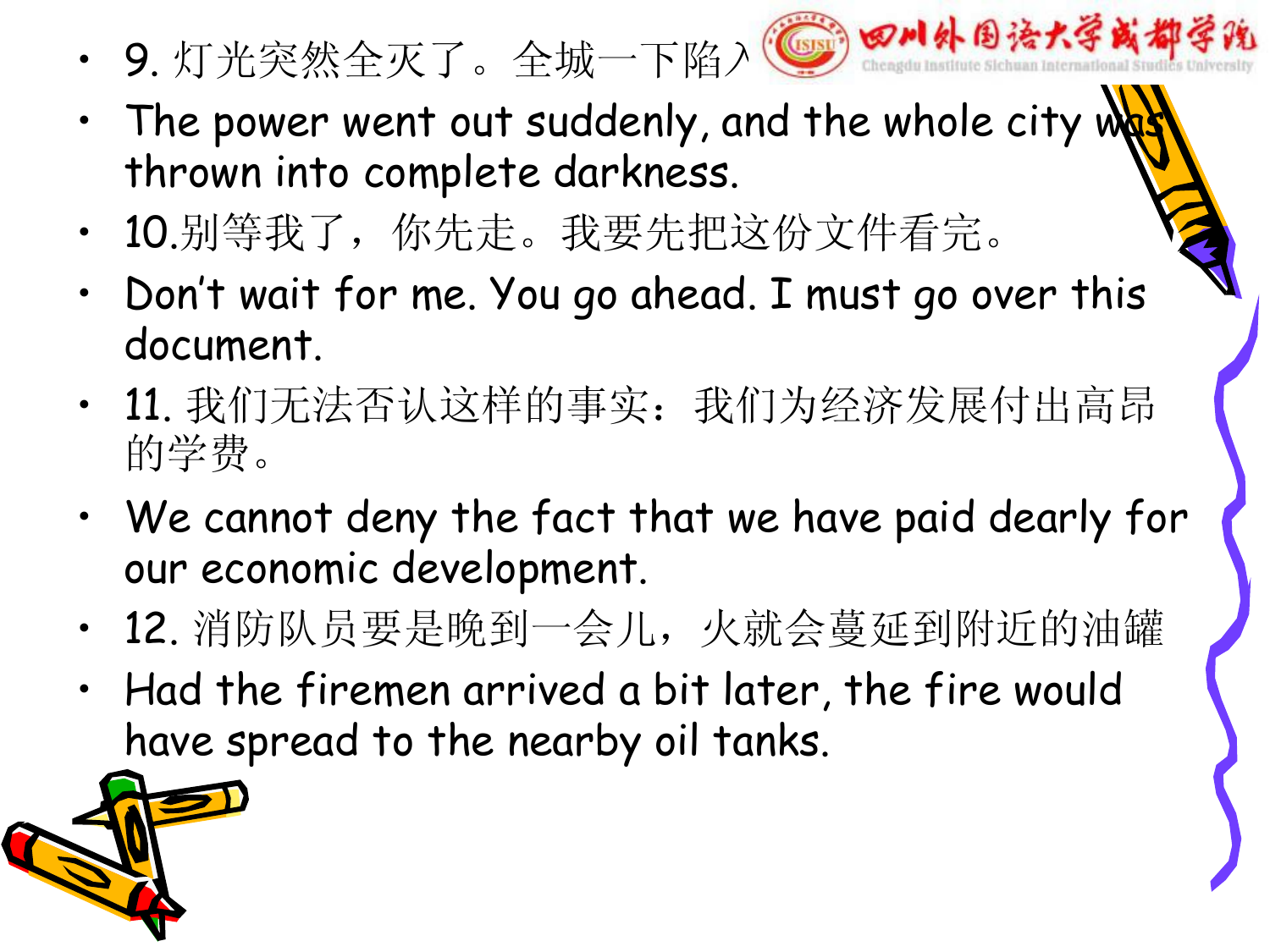- 9. 灯光突然全灭了。全城一下陷入
- The power went out suddenly, and the whole city was thrown into complete darkness.
- 10.别等我了，你先走。我要先把这份文件看完。
- Don't wait for me. You go ahead. I must go over this document.
- 11. 我们无法否认这样的事实：我们为经济发展付出高昂的学费。
- We cannot deny the fact that we have paid dearly for our economic development.
- 12. 消防队员要是晚到一会儿，火就会蔓延到附近的油罐
- Had the firemen arrived a bit later, the fire would have spread to the nearby oil tanks.